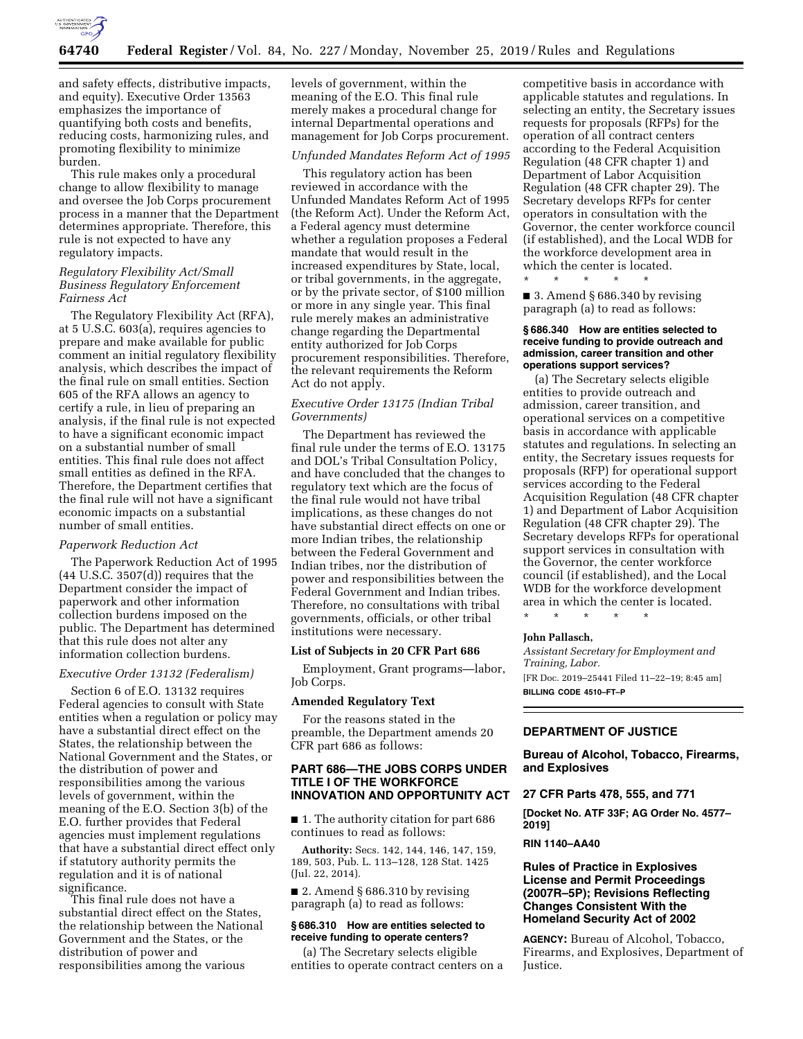and safety effects, distributive impacts, and equity). Executive Order 13563 emphasizes the importance of quantifying both costs and benefits, reducing costs, harmonizing rules, and promoting flexibility to minimize burden.

This rule makes only a procedural change to allow flexibility to manage and oversee the Job Corps procurement process in a manner that the Department determines appropriate. Therefore, this rule is not expected to have any regulatory impacts.

*Regulatory Flexibility Act/Small Business Regulatory Enforcement Fairness Act*

The Regulatory Flexibility Act (RFA), at 5 U.S.C. 603(a), requires agencies to prepare and make available for public comment an initial regulatory flexibility analysis, which describes the impact of the final rule on small entities. Section 605 of the RFA allows an agency to certify a rule, in lieu of preparing an analysis, if the final rule is not expected to have a significant economic impact on a substantial number of small entities. This final rule does not affect small entities as defined in the RFA. Therefore, the Department certifies that the final rule will not have a significant economic impacts on a substantial number of small entities.

*Paperwork Reduction Act*

The Paperwork Reduction Act of 1995 (44 U.S.C. 3507(d)) requires that the Department consider the impact of paperwork and other information collection burdens imposed on the public. The Department has determined that this rule does not alter any information collection burdens.

*Executive Order 13132 (Federalism)*

Section 6 of E.O. 13132 requires Federal agencies to consult with State entities when a regulation or policy may have a substantial direct effect on the States, the relationship between the National Government and the States, or the distribution of power and responsibilities among the various levels of government, within the meaning of the E.O. Section 3(b) of the E.O. further provides that Federal agencies must implement regulations that have a substantial direct effect only if statutory authority permits the regulation and it is of national significance.

This final rule does not have a substantial direct effect on the States, the relationship between the National Government and the States, or the distribution of power and responsibilities among the various levels of government, within the meaning of the E.O. This final rule merely makes a procedural change for internal Departmental operations and management for Job Corps procurement.

*Unfunded Mandates Reform Act of 1995*

This regulatory action has been reviewed in accordance with the Unfunded Mandates Reform Act of 1995 (the Reform Act). Under the Reform Act, a Federal agency must determine whether a regulation proposes a Federal mandate that would result in the increased expenditures by State, local, or tribal governments, in the aggregate, or by the private sector, of $100 million or more in any single year. This final rule merely makes an administrative change regarding the Departmental entity authorized for Job Corps procurement responsibilities. Therefore, the relevant requirements the Reform Act do not apply.

*Executive Order 13175 (Indian Tribal Governments)*

The Department has reviewed the final rule under the terms of E.O. 13175 and DOL's Tribal Consultation Policy, and have concluded that the changes to regulatory text which are the focus of the final rule would not have tribal implications, as these changes do not have substantial direct effects on one or more Indian tribes, the relationship between the Federal Government and Indian tribes, nor the distribution of power and responsibilities between the Federal Government and Indian tribes. Therefore, no consultations with tribal governments, officials, or other tribal institutions were necessary.

**List of Subjects in 20 CFR Part 686**

Employment, Grant programs—labor, Job Corps.

**Amended Regulatory Text**

For the reasons stated in the preamble, the Department amends 20 CFR part 686 as follows:

## PART 686—THE JOBS CORPS UNDER TITLE I OF THE WORKFORCE INNOVATION AND OPPORTUNITY ACT

■ 1. The authority citation for part 686 continues to read as follows:

**Authority:** Secs. 142, 144, 146, 147, 159, 189, 503, Pub. L. 113–128, 128 Stat. 1425 (Jul. 22, 2014).

■ 2. Amend § 686.310 by revising paragraph (a) to read as follows:

**§ 686.310 How are entities selected to receive funding to operate centers?**

(a) The Secretary selects eligible entities to operate contract centers on a competitive basis in accordance with applicable statutes and regulations. In selecting an entity, the Secretary issues requests for proposals (RFPs) for the operation of all contract centers according to the Federal Acquisition Regulation (48 CFR chapter 1) and Department of Labor Acquisition Regulation (48 CFR chapter 29). The Secretary develops RFPs for center operators in consultation with the Governor, the center workforce council (if established), and the Local WDB for the workforce development area in which the center is located.

\* \* \* \* \*

■ 3. Amend § 686.340 by revising paragraph (a) to read as follows:

**§ 686.340 How are entities selected to receive funding to provide outreach and admission, career transition and other operations support services?**

(a) The Secretary selects eligible entities to provide outreach and admission, career transition, and operational services on a competitive basis in accordance with applicable statutes and regulations. In selecting an entity, the Secretary issues requests for proposals (RFP) for operational support services according to the Federal Acquisition Regulation (48 CFR chapter 1) and Department of Labor Acquisition Regulation (48 CFR chapter 29). The Secretary develops RFPs for operational support services in consultation with the Governor, the center workforce council (if established), and the Local WDB for the workforce development area in which the center is located.

\* \* \* \* \*

**John Pallasch,**

*Assistant Secretary for Employment and Training, Labor.*

[FR Doc. 2019–25441 Filed 11–22–19; 8:45 am]

**BILLING CODE 4510–FT–P**

---

## DEPARTMENT OF JUSTICE

### Bureau of Alcohol, Tobacco, Firearms, and Explosives

### 27 CFR Parts 478, 555, and 771

**[Docket No. ATF 33F; AG Order No. 4577–2019]**

**RIN 1140–AA40**

## Rules of Practice in Explosives License and Permit Proceedings (2007R–5P); Revisions Reflecting Changes Consistent With the Homeland Security Act of 2002

**AGENCY:** Bureau of Alcohol, Tobacco, Firearms, and Explosives, Department of Justice.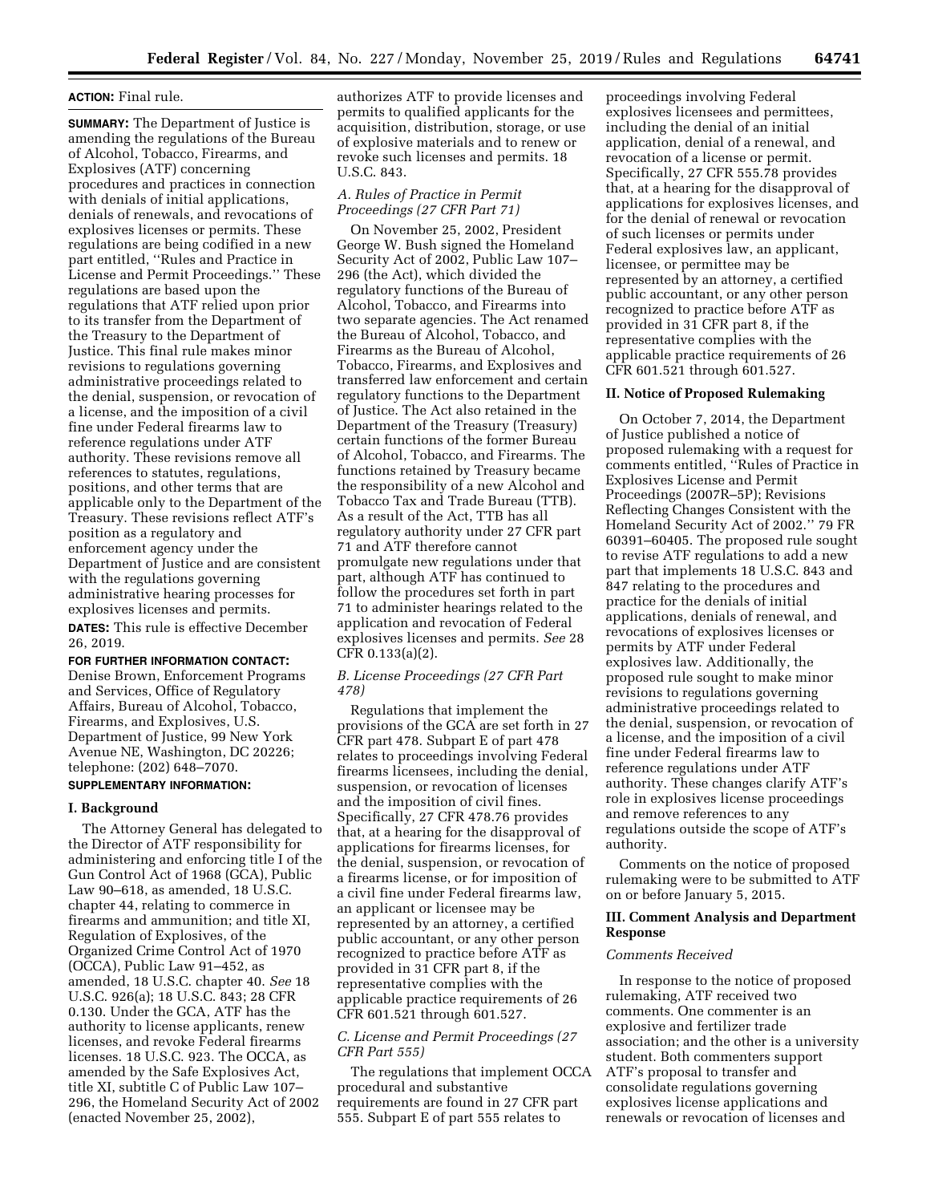**ACTION:** Final rule.

**SUMMARY:** The Department of Justice is amending the regulations of the Bureau of Alcohol, Tobacco, Firearms, and Explosives (ATF) concerning procedures and practices in connection with denials of initial applications, denials of renewals, and revocations of explosives licenses or permits. These regulations are being codified in a new part entitled, ''Rules and Practice in License and Permit Proceedings.'' These regulations are based upon the regulations that ATF relied upon prior to its transfer from the Department of the Treasury to the Department of Justice. This final rule makes minor revisions to regulations governing administrative proceedings related to the denial, suspension, or revocation of a license, and the imposition of a civil fine under Federal firearms law to reference regulations under ATF authority. These revisions remove all references to statutes, regulations, positions, and other terms that are applicable only to the Department of the Treasury. These revisions reflect ATF's position as a regulatory and enforcement agency under the Department of Justice and are consistent with the regulations governing administrative hearing processes for explosives licenses and permits.

**DATES:** This rule is effective December 26, 2019.

**FOR FURTHER INFORMATION CONTACT:** Denise Brown, Enforcement Programs and Services, Office of Regulatory Affairs, Bureau of Alcohol, Tobacco, Firearms, and Explosives, U.S. Department of Justice, 99 New York Avenue NE, Washington, DC 20226; telephone: (202) 648–7070.

**SUPPLEMENTARY INFORMATION:**

## I. Background

The Attorney General has delegated to the Director of ATF responsibility for administering and enforcing title I of the Gun Control Act of 1968 (GCA), Public Law 90–618, as amended, 18 U.S.C. chapter 44, relating to commerce in firearms and ammunition; and title XI, Regulation of Explosives, of the Organized Crime Control Act of 1970 (OCCA), Public Law 91–452, as amended, 18 U.S.C. chapter 40. *See* 18 U.S.C. 926(a); 18 U.S.C. 843; 28 CFR 0.130. Under the GCA, ATF has the authority to license applicants, renew licenses, and revoke Federal firearms licenses. 18 U.S.C. 923. The OCCA, as amended by the Safe Explosives Act, title XI, subtitle C of Public Law 107–296, the Homeland Security Act of 2002 (enacted November 25, 2002), authorizes ATF to provide licenses and permits to qualified applicants for the acquisition, distribution, storage, or use of explosive materials and to renew or revoke such licenses and permits. 18 U.S.C. 843.

### *A. Rules of Practice in Permit Proceedings (27 CFR Part 71)*

On November 25, 2002, President George W. Bush signed the Homeland Security Act of 2002, Public Law 107–296 (the Act), which divided the regulatory functions of the Bureau of Alcohol, Tobacco, and Firearms into two separate agencies. The Act renamed the Bureau of Alcohol, Tobacco, and Firearms as the Bureau of Alcohol, Tobacco, Firearms, and Explosives and transferred law enforcement and certain regulatory functions to the Department of Justice. The Act also retained in the Department of the Treasury (Treasury) certain functions of the former Bureau of Alcohol, Tobacco, and Firearms. The functions retained by Treasury became the responsibility of a new Alcohol and Tobacco Tax and Trade Bureau (TTB). As a result of the Act, TTB has all regulatory authority under 27 CFR part 71 and ATF therefore cannot promulgate new regulations under that part, although ATF has continued to follow the procedures set forth in part 71 to administer hearings related to the application and revocation of Federal explosives licenses and permits. *See* 28 CFR 0.133(a)(2).

### *B. License Proceedings (27 CFR Part 478)*

Regulations that implement the provisions of the GCA are set forth in 27 CFR part 478. Subpart E of part 478 relates to proceedings involving Federal firearms licensees, including the denial, suspension, or revocation of licenses and the imposition of civil fines. Specifically, 27 CFR 478.76 provides that, at a hearing for the disapproval of applications for firearms licenses, for the denial, suspension, or revocation of a firearms license, or for imposition of a civil fine under Federal firearms law, an applicant or licensee may be represented by an attorney, a certified public accountant, or any other person recognized to practice before ATF as provided in 31 CFR part 8, if the representative complies with the applicable practice requirements of 26 CFR 601.521 through 601.527.

### *C. License and Permit Proceedings (27 CFR Part 555)*

The regulations that implement OCCA procedural and substantive requirements are found in 27 CFR part 555. Subpart E of part 555 relates to proceedings involving Federal explosives licensees and permittees, including the denial of an initial application, denial of a renewal, and revocation of a license or permit. Specifically, 27 CFR 555.78 provides that, at a hearing for the disapproval of applications for explosives licenses, and for the denial of renewal or revocation of such licenses or permits under Federal explosives law, an applicant, licensee, or permittee may be represented by an attorney, a certified public accountant, or any other person recognized to practice before ATF as provided in 31 CFR part 8, if the representative complies with the applicable practice requirements of 26 CFR 601.521 through 601.527.

## II. Notice of Proposed Rulemaking

On October 7, 2014, the Department of Justice published a notice of proposed rulemaking with a request for comments entitled, ''Rules of Practice in Explosives License and Permit Proceedings (2007R–5P); Revisions Reflecting Changes Consistent with the Homeland Security Act of 2002.'' 79 FR 60391–60405. The proposed rule sought to revise ATF regulations to add a new part that implements 18 U.S.C. 843 and 847 relating to the procedures and practice for the denials of initial applications, denials of renewal, and revocations of explosives licenses or permits by ATF under Federal explosives law. Additionally, the proposed rule sought to make minor revisions to regulations governing administrative proceedings related to the denial, suspension, or revocation of a license, and the imposition of a civil fine under Federal firearms law to reference regulations under ATF authority. These changes clarify ATF's role in explosives license proceedings and remove references to any regulations outside the scope of ATF's authority.

Comments on the notice of proposed rulemaking were to be submitted to ATF on or before January 5, 2015.

## III. Comment Analysis and Department Response

### *Comments Received*

In response to the notice of proposed rulemaking, ATF received two comments. One commenter is an explosive and fertilizer trade association; and the other is a university student. Both commenters support ATF's proposal to transfer and consolidate regulations governing explosives license applications and renewals or revocation of licenses and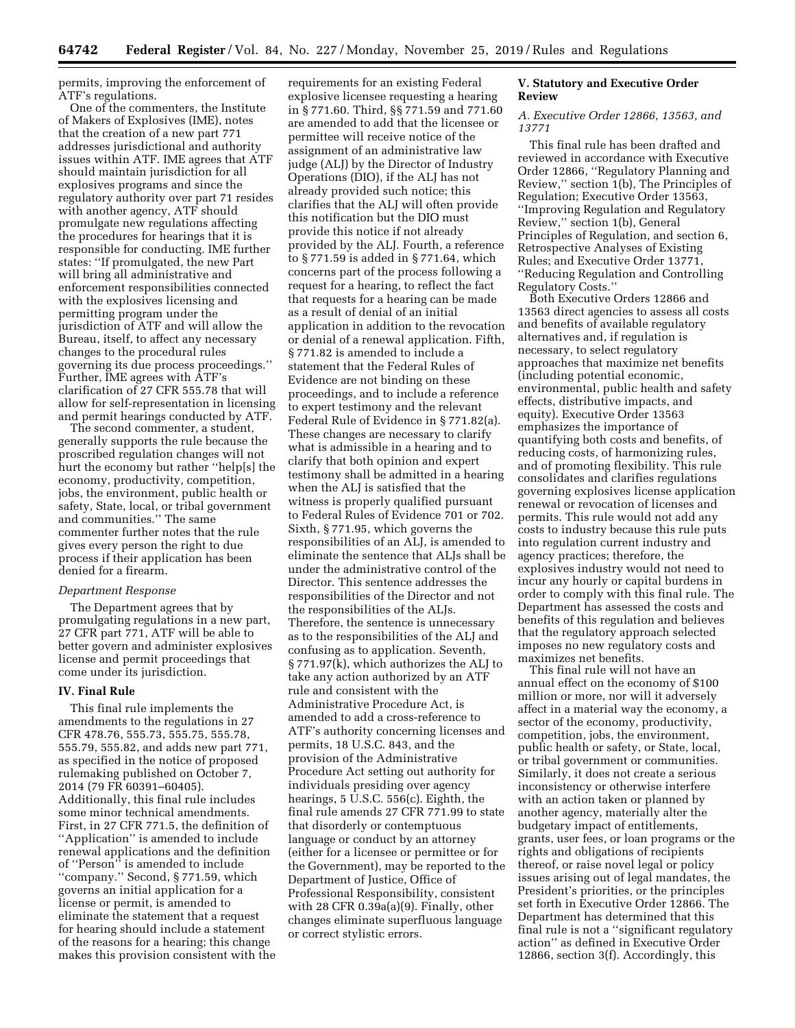permits, improving the enforcement of ATF's regulations.

One of the commenters, the Institute of Makers of Explosives (IME), notes that the creation of a new part 771 addresses jurisdictional and authority issues within ATF. IME agrees that ATF should maintain jurisdiction for all explosives programs and since the regulatory authority over part 71 resides with another agency, ATF should promulgate new regulations affecting the procedures for hearings that it is responsible for conducting. IME further states: ''If promulgated, the new Part will bring all administrative and enforcement responsibilities connected with the explosives licensing and permitting program under the jurisdiction of ATF and will allow the Bureau, itself, to affect any necessary changes to the procedural rules governing its due process proceedings.'' Further, IME agrees with ATF's clarification of 27 CFR 555.78 that will allow for self-representation in licensing and permit hearings conducted by ATF.

The second commenter, a student, generally supports the rule because the proscribed regulation changes will not hurt the economy but rather ''help[s] the economy, productivity, competition, jobs, the environment, public health or safety, State, local, or tribal government and communities.'' The same commenter further notes that the rule gives every person the right to due process if their application has been denied for a firearm.

*Department Response*

The Department agrees that by promulgating regulations in a new part, 27 CFR part 771, ATF will be able to better govern and administer explosives license and permit proceedings that come under its jurisdiction.

## IV. Final Rule

This final rule implements the amendments to the regulations in 27 CFR 478.76, 555.73, 555.75, 555.78, 555.79, 555.82, and adds new part 771, as specified in the notice of proposed rulemaking published on October 7, 2014 (79 FR 60391–60405). Additionally, this final rule includes some minor technical amendments. First, in 27 CFR 771.5, the definition of ''Application'' is amended to include renewal applications and the definition of ''Person'' is amended to include ''company.'' Second, § 771.59, which governs an initial application for a license or permit, is amended to eliminate the statement that a request for hearing should include a statement of the reasons for a hearing; this change makes this provision consistent with the requirements for an existing Federal explosive licensee requesting a hearing in § 771.60. Third, §§ 771.59 and 771.60 are amended to add that the licensee or permittee will receive notice of the assignment of an administrative law judge (ALJ) by the Director of Industry Operations (DIO), if the ALJ has not already provided such notice; this clarifies that the ALJ will often provide this notification but the DIO must provide this notice if not already provided by the ALJ. Fourth, a reference to § 771.59 is added in § 771.64, which concerns part of the process following a request for a hearing, to reflect the fact that requests for a hearing can be made as a result of denial of an initial application in addition to the revocation or denial of a renewal application. Fifth, § 771.82 is amended to include a statement that the Federal Rules of Evidence are not binding on these proceedings, and to include a reference to expert testimony and the relevant Federal Rule of Evidence in § 771.82(a). These changes are necessary to clarify what is admissible in a hearing and to clarify that both opinion and expert testimony shall be admitted in a hearing when the ALJ is satisfied that the witness is properly qualified pursuant to Federal Rules of Evidence 701 or 702. Sixth, § 771.95, which governs the responsibilities of an ALJ, is amended to eliminate the sentence that ALJs shall be under the administrative control of the Director. This sentence addresses the responsibilities of the Director and not the responsibilities of the ALJs. Therefore, the sentence is unnecessary as to the responsibilities of the ALJ and confusing as to application. Seventh, § 771.97(k), which authorizes the ALJ to take any action authorized by an ATF rule and consistent with the Administrative Procedure Act, is amended to add a cross-reference to ATF's authority concerning licenses and permits, 18 U.S.C. 843, and the provision of the Administrative Procedure Act setting out authority for individuals presiding over agency hearings, 5 U.S.C. 556(c). Eighth, the final rule amends 27 CFR 771.99 to state that disorderly or contemptuous language or conduct by an attorney (either for a licensee or permittee or for the Government), may be reported to the Department of Justice, Office of Professional Responsibility, consistent with 28 CFR 0.39a(a)(9). Finally, other changes eliminate superfluous language or correct stylistic errors.

## V. Statutory and Executive Order Review

### *A. Executive Order 12866, 13563, and 13771*

This final rule has been drafted and reviewed in accordance with Executive Order 12866, ''Regulatory Planning and Review,'' section 1(b), The Principles of Regulation; Executive Order 13563, ''Improving Regulation and Regulatory Review,'' section 1(b), General Principles of Regulation, and section 6, Retrospective Analyses of Existing Rules; and Executive Order 13771, ''Reducing Regulation and Controlling Regulatory Costs.''

Both Executive Orders 12866 and 13563 direct agencies to assess all costs and benefits of available regulatory alternatives and, if regulation is necessary, to select regulatory approaches that maximize net benefits (including potential economic, environmental, public health and safety effects, distributive impacts, and equity). Executive Order 13563 emphasizes the importance of quantifying both costs and benefits, of reducing costs, of harmonizing rules, and of promoting flexibility. This rule consolidates and clarifies regulations governing explosives license application renewal or revocation of licenses and permits. This rule would not add any costs to industry because this rule puts into regulation current industry and agency practices; therefore, the explosives industry would not need to incur any hourly or capital burdens in order to comply with this final rule. The Department has assessed the costs and benefits of this regulation and believes that the regulatory approach selected imposes no new regulatory costs and maximizes net benefits.

This final rule will not have an annual effect on the economy of $100 million or more, nor will it adversely affect in a material way the economy, a sector of the economy, productivity, competition, jobs, the environment, public health or safety, or State, local, or tribal government or communities. Similarly, it does not create a serious inconsistency or otherwise interfere with an action taken or planned by another agency, materially alter the budgetary impact of entitlements, grants, user fees, or loan programs or the rights and obligations of recipients thereof, or raise novel legal or policy issues arising out of legal mandates, the President's priorities, or the principles set forth in Executive Order 12866. The Department has determined that this final rule is not a ''significant regulatory action'' as defined in Executive Order 12866, section 3(f). Accordingly, this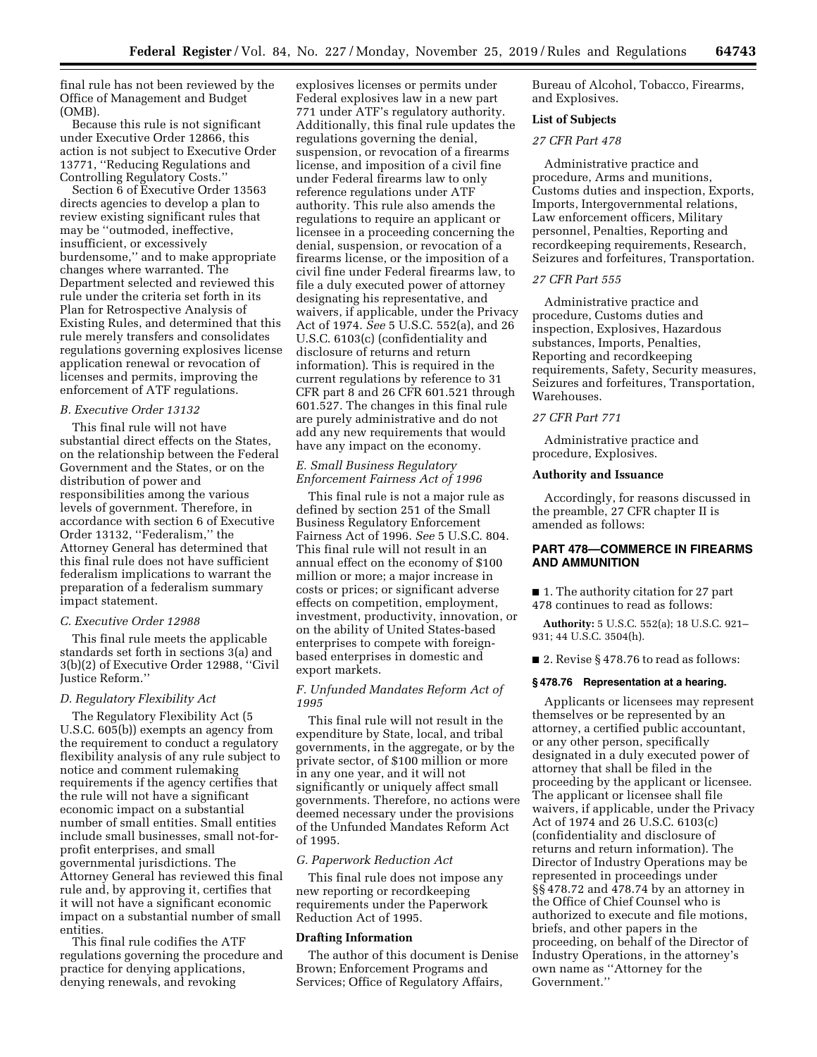final rule has not been reviewed by the Office of Management and Budget (OMB).

Because this rule is not significant under Executive Order 12866, this action is not subject to Executive Order 13771, ''Reducing Regulations and Controlling Regulatory Costs.''

Section 6 of Executive Order 13563 directs agencies to develop a plan to review existing significant rules that may be ''outmoded, ineffective, insufficient, or excessively burdensome,'' and to make appropriate changes where warranted. The Department selected and reviewed this rule under the criteria set forth in its Plan for Retrospective Analysis of Existing Rules, and determined that this rule merely transfers and consolidates regulations governing explosives license application renewal or revocation of licenses and permits, improving the enforcement of ATF regulations.

### *B. Executive Order 13132*

This final rule will not have substantial direct effects on the States, on the relationship between the Federal Government and the States, or on the distribution of power and responsibilities among the various levels of government. Therefore, in accordance with section 6 of Executive Order 13132, ''Federalism,'' the Attorney General has determined that this final rule does not have sufficient federalism implications to warrant the preparation of a federalism summary impact statement.

### *C. Executive Order 12988*

This final rule meets the applicable standards set forth in sections 3(a) and 3(b)(2) of Executive Order 12988, ''Civil Justice Reform.''

### *D. Regulatory Flexibility Act*

The Regulatory Flexibility Act (5 U.S.C. 605(b)) exempts an agency from the requirement to conduct a regulatory flexibility analysis of any rule subject to notice and comment rulemaking requirements if the agency certifies that the rule will not have a significant economic impact on a substantial number of small entities. Small entities include small businesses, small not-for-profit enterprises, and small governmental jurisdictions. The Attorney General has reviewed this final rule and, by approving it, certifies that it will not have a significant economic impact on a substantial number of small entities.

This final rule codifies the ATF regulations governing the procedure and practice for denying applications, denying renewals, and revoking explosives licenses or permits under Federal explosives law in a new part 771 under ATF's regulatory authority. Additionally, this final rule updates the regulations governing the denial, suspension, or revocation of a firearms license, and imposition of a civil fine under Federal firearms law to only reference regulations under ATF authority. This rule also amends the regulations to require an applicant or licensee in a proceeding concerning the denial, suspension, or revocation of a firearms license, or the imposition of a civil fine under Federal firearms law, to file a duly executed power of attorney designating his representative, and waivers, if applicable, under the Privacy Act of 1974. *See* 5 U.S.C. 552(a), and 26 U.S.C. 6103(c) (confidentiality and disclosure of returns and return information). This is required in the current regulations by reference to 31 CFR part 8 and 26 CFR 601.521 through 601.527. The changes in this final rule are purely administrative and do not add any new requirements that would have any impact on the economy.

### *E. Small Business Regulatory Enforcement Fairness Act of 1996*

This final rule is not a major rule as defined by section 251 of the Small Business Regulatory Enforcement Fairness Act of 1996. *See* 5 U.S.C. 804. This final rule will not result in an annual effect on the economy of $100 million or more; a major increase in costs or prices; or significant adverse effects on competition, employment, investment, productivity, innovation, or on the ability of United States-based enterprises to compete with foreign-based enterprises in domestic and export markets.

### *F. Unfunded Mandates Reform Act of 1995*

This final rule will not result in the expenditure by State, local, and tribal governments, in the aggregate, or by the private sector, of $100 million or more in any one year, and it will not significantly or uniquely affect small governments. Therefore, no actions were deemed necessary under the provisions of the Unfunded Mandates Reform Act of 1995.

### *G. Paperwork Reduction Act*

This final rule does not impose any new reporting or recordkeeping requirements under the Paperwork Reduction Act of 1995.

## Drafting Information

The author of this document is Denise Brown; Enforcement Programs and Services; Office of Regulatory Affairs, Bureau of Alcohol, Tobacco, Firearms, and Explosives.

## List of Subjects

### *27 CFR Part 478*

Administrative practice and procedure, Arms and munitions, Customs duties and inspection, Exports, Imports, Intergovernmental relations, Law enforcement officers, Military personnel, Penalties, Reporting and recordkeeping requirements, Research, Seizures and forfeitures, Transportation.

### *27 CFR Part 555*

Administrative practice and procedure, Customs duties and inspection, Explosives, Hazardous substances, Imports, Penalties, Reporting and recordkeeping requirements, Safety, Security measures, Seizures and forfeitures, Transportation, Warehouses.

### *27 CFR Part 771*

Administrative practice and procedure, Explosives.

## Authority and Issuance

Accordingly, for reasons discussed in the preamble, 27 CFR chapter II is amended as follows:

## PART 478—COMMERCE IN FIREARMS AND AMMUNITION

■ 1. The authority citation for 27 part 478 continues to read as follows:

**Authority:** 5 U.S.C. 552(a); 18 U.S.C. 921–931; 44 U.S.C. 3504(h).

■ 2. Revise § 478.76 to read as follows:

**§ 478.76 Representation at a hearing.**

Applicants or licensees may represent themselves or be represented by an attorney, a certified public accountant, or any other person, specifically designated in a duly executed power of attorney that shall be filed in the proceeding by the applicant or licensee. The applicant or licensee shall file waivers, if applicable, under the Privacy Act of 1974 and 26 U.S.C. 6103(c) (confidentiality and disclosure of returns and return information). The Director of Industry Operations may be represented in proceedings under §§ 478.72 and 478.74 by an attorney in the Office of Chief Counsel who is authorized to execute and file motions, briefs, and other papers in the proceeding, on behalf of the Director of Industry Operations, in the attorney's own name as ''Attorney for the Government.''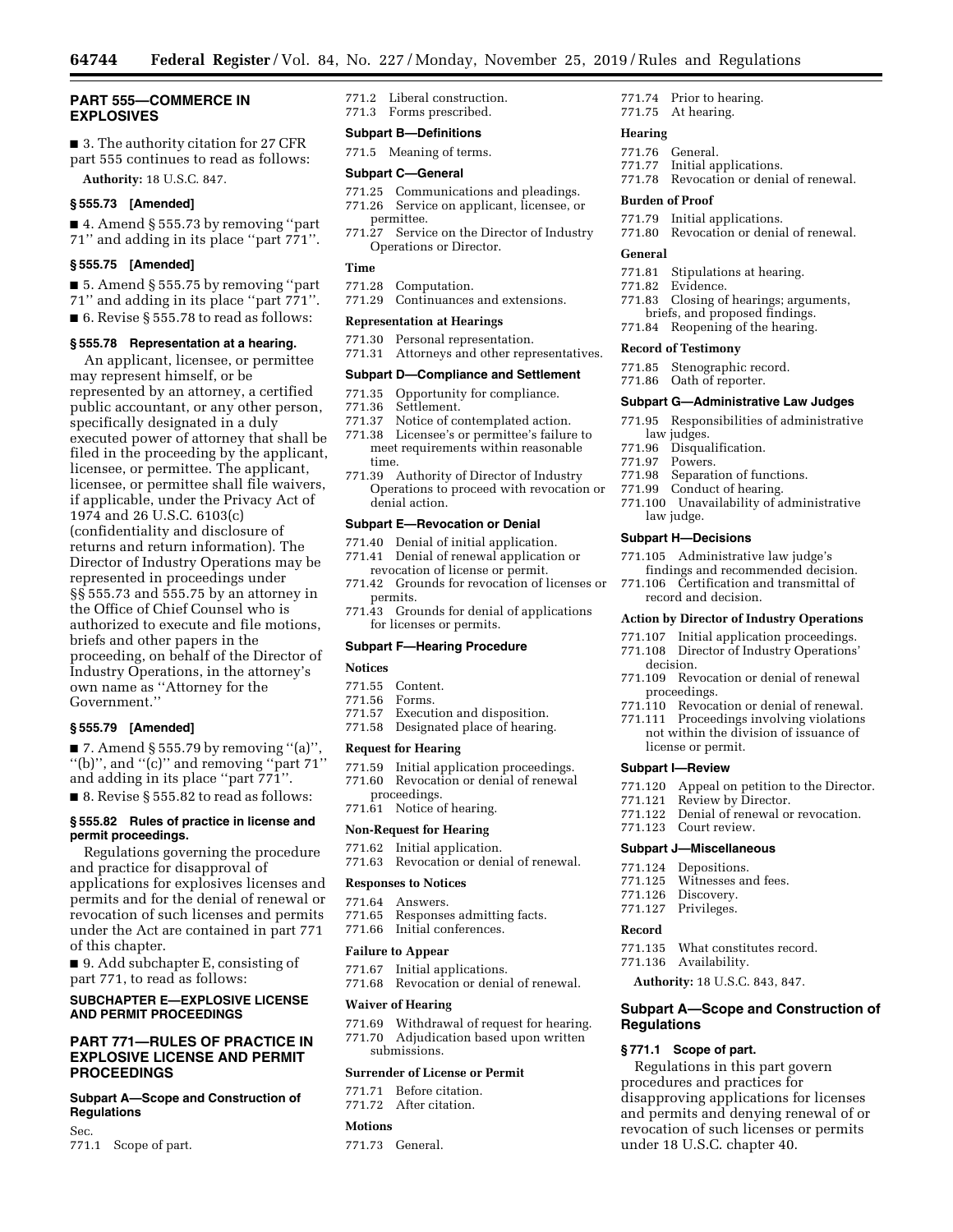## PART 555—COMMERCE IN EXPLOSIVES

■ 3. The authority citation for 27 CFR part 555 continues to read as follows:

**Authority:** 18 U.S.C. 847.

### § 555.73 [Amended]

■ 4. Amend § 555.73 by removing "part 71" and adding in its place "part 771".

### § 555.75 [Amended]

■ 5. Amend § 555.75 by removing "part 71" and adding in its place "part 771".

■ 6. Revise § 555.78 to read as follows:

### § 555.78 Representation at a hearing.

An applicant, licensee, or permittee may represent himself, or be represented by an attorney, a certified public accountant, or any other person, specifically designated in a duly executed power of attorney that shall be filed in the proceeding by the applicant, licensee, or permittee. The applicant, licensee, or permittee shall file waivers, if applicable, under the Privacy Act of 1974 and 26 U.S.C. 6103(c) (confidentiality and disclosure of returns and return information). The Director of Industry Operations may be represented in proceedings under §§ 555.73 and 555.75 by an attorney in the Office of Chief Counsel who is authorized to execute and file motions, briefs and other papers in the proceeding, on behalf of the Director of Industry Operations, in the attorney's own name as "Attorney for the Government."

### § 555.79 [Amended]

■ 7. Amend § 555.79 by removing "(a)", "(b)", and "(c)" and removing "part 71" and adding in its place "part 771".

■ 8. Revise § 555.82 to read as follows:

### § 555.82 Rules of practice in license and permit proceedings.

Regulations governing the procedure and practice for disapproval of applications for explosives licenses and permits and for the denial of renewal or revocation of such licenses and permits under the Act are contained in part 771 of this chapter.

■ 9. Add subchapter E, consisting of part 771, to read as follows:

## SUBCHAPTER E—EXPLOSIVE LICENSE AND PERMIT PROCEEDINGS

## PART 771—RULES OF PRACTICE IN EXPLOSIVE LICENSE AND PERMIT PROCEEDINGS

**Subpart A—Scope and Construction of Regulations**

Sec.
771.1 Scope of part.
771.2 Liberal construction.
771.3 Forms prescribed.

**Subpart B—Definitions**

771.5 Meaning of terms.

**Subpart C—General**

771.25 Communications and pleadings.
771.26 Service on applicant, licensee, or permittee.
771.27 Service on the Director of Industry Operations or Director.

**Time**

771.28 Computation.
771.29 Continuances and extensions.

**Representation at Hearings**

771.30 Personal representation.
771.31 Attorneys and other representatives.

**Subpart D—Compliance and Settlement**

771.35 Opportunity for compliance.
771.36 Settlement.
771.37 Notice of contemplated action.
771.38 Licensee's or permittee's failure to meet requirements within reasonable time.
771.39 Authority of Director of Industry Operations to proceed with revocation or denial action.

**Subpart E—Revocation or Denial**

771.40 Denial of initial application.
771.41 Denial of renewal application or revocation of license or permit.
771.42 Grounds for revocation of licenses or permits.
771.43 Grounds for denial of applications for licenses or permits.

**Subpart F—Hearing Procedure**

**Notices**

771.55 Content.
771.56 Forms.
771.57 Execution and disposition.
771.58 Designated place of hearing.

**Request for Hearing**

771.59 Initial application proceedings.
771.60 Revocation or denial of renewal proceedings.
771.61 Notice of hearing.

**Non-Request for Hearing**

771.62 Initial application.
771.63 Revocation or denial of renewal.

**Responses to Notices**

771.64 Answers.
771.65 Responses admitting facts.
771.66 Initial conferences.

**Failure to Appear**

771.67 Initial applications.
771.68 Revocation or denial of renewal.

**Waiver of Hearing**

771.69 Withdrawal of request for hearing.
771.70 Adjudication based upon written submissions.

**Surrender of License or Permit**

771.71 Before citation.
771.72 After citation.

**Motions**

771.73 General.
771.74 Prior to hearing.
771.75 At hearing.

**Hearing**

771.76 General.
771.77 Initial applications.
771.78 Revocation or denial of renewal.

**Burden of Proof**

771.79 Initial applications.
771.80 Revocation or denial of renewal.

**General**

771.81 Stipulations at hearing.
771.82 Evidence.
771.83 Closing of hearings; arguments, briefs, and proposed findings.
771.84 Reopening of the hearing.

**Record of Testimony**

771.85 Stenographic record.
771.86 Oath of reporter.

**Subpart G—Administrative Law Judges**

771.95 Responsibilities of administrative law judges.
771.96 Disqualification.
771.97 Powers.
771.98 Separation of functions.
771.99 Conduct of hearing.
771.100 Unavailability of administrative law judge.

**Subpart H—Decisions**

771.105 Administrative law judge's findings and recommended decision.
771.106 Certification and transmittal of record and decision.

**Action by Director of Industry Operations**

771.107 Initial application proceedings.
771.108 Director of Industry Operations' decision.
771.109 Revocation or denial of renewal proceedings.
771.110 Revocation or denial of renewal.
771.111 Proceedings involving violations not within the division of issuance of license or permit.

**Subpart I—Review**

771.120 Appeal on petition to the Director.
771.121 Review by Director.
771.122 Denial of renewal or revocation.
771.123 Court review.

**Subpart J—Miscellaneous**

771.124 Depositions.
771.125 Witnesses and fees.
771.126 Discovery.
771.127 Privileges.

**Record**

771.135 What constitutes record.
771.136 Availability.

**Authority:** 18 U.S.C. 843, 847.

## Subpart A—Scope and Construction of Regulations

### § 771.1 Scope of part.

Regulations in this part govern procedures and practices for disapproving applications for licenses and permits and denying renewal of or revocation of such licenses or permits under 18 U.S.C. chapter 40.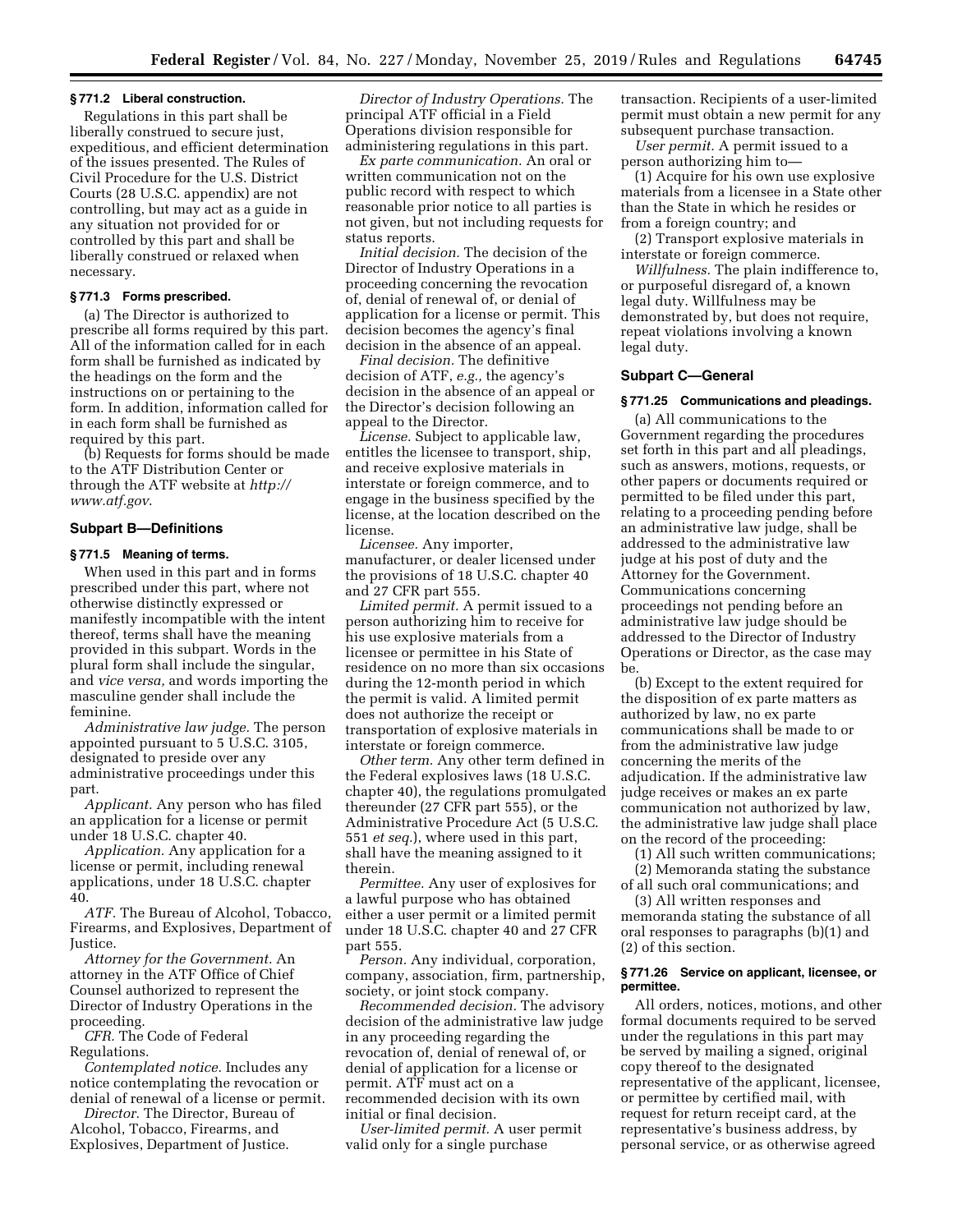### § 771.2 Liberal construction.

Regulations in this part shall be liberally construed to secure just, expeditious, and efficient determination of the issues presented. The Rules of Civil Procedure for the U.S. District Courts (28 U.S.C. appendix) are not controlling, but may act as a guide in any situation not provided for or controlled by this part and shall be liberally construed or relaxed when necessary.

### § 771.3 Forms prescribed.

(a) The Director is authorized to prescribe all forms required by this part. All of the information called for in each form shall be furnished as indicated by the headings on the form and the instructions on or pertaining to the form. In addition, information called for in each form shall be furnished as required by this part.

(b) Requests for forms should be made to the ATF Distribution Center or through the ATF website at *http://www.atf.gov*.

## Subpart B—Definitions

### § 771.5 Meaning of terms.

When used in this part and in forms prescribed under this part, where not otherwise distinctly expressed or manifestly incompatible with the intent thereof, terms shall have the meaning provided in this subpart. Words in the plural form shall include the singular, and *vice versa,* and words importing the masculine gender shall include the feminine.

*Administrative law judge.* The person appointed pursuant to 5 U.S.C. 3105, designated to preside over any administrative proceedings under this part.

*Applicant.* Any person who has filed an application for a license or permit under 18 U.S.C. chapter 40.

*Application.* Any application for a license or permit, including renewal applications, under 18 U.S.C. chapter 40.

*ATF.* The Bureau of Alcohol, Tobacco, Firearms, and Explosives, Department of Justice.

*Attorney for the Government.* An attorney in the ATF Office of Chief Counsel authorized to represent the Director of Industry Operations in the proceeding.

*CFR.* The Code of Federal Regulations.

*Contemplated notice.* Includes any notice contemplating the revocation or denial of renewal of a license or permit.

*Director.* The Director, Bureau of Alcohol, Tobacco, Firearms, and Explosives, Department of Justice.

*Director of Industry Operations.* The principal ATF official in a Field Operations division responsible for administering regulations in this part.

*Ex parte communication.* An oral or written communication not on the public record with respect to which reasonable prior notice to all parties is not given, but not including requests for status reports.

*Initial decision.* The decision of the Director of Industry Operations in a proceeding concerning the revocation of, denial of renewal of, or denial of application for a license or permit. This decision becomes the agency's final decision in the absence of an appeal.

*Final decision.* The definitive decision of ATF, *e.g.,* the agency's decision in the absence of an appeal or the Director's decision following an appeal to the Director.

*License.* Subject to applicable law, entitles the licensee to transport, ship, and receive explosive materials in interstate or foreign commerce, and to engage in the business specified by the license, at the location described on the license.

*Licensee.* Any importer, manufacturer, or dealer licensed under the provisions of 18 U.S.C. chapter 40 and 27 CFR part 555.

*Limited permit.* A permit issued to a person authorizing him to receive for his use explosive materials from a licensee or permittee in his State of residence on no more than six occasions during the 12-month period in which the permit is valid. A limited permit does not authorize the receipt or transportation of explosive materials in interstate or foreign commerce.

*Other term.* Any other term defined in the Federal explosives laws (18 U.S.C. chapter 40), the regulations promulgated thereunder (27 CFR part 555), or the Administrative Procedure Act (5 U.S.C. 551 *et seq.*), where used in this part, shall have the meaning assigned to it therein.

*Permittee.* Any user of explosives for a lawful purpose who has obtained either a user permit or a limited permit under 18 U.S.C. chapter 40 and 27 CFR part 555.

*Person.* Any individual, corporation, company, association, firm, partnership, society, or joint stock company.

*Recommended decision.* The advisory decision of the administrative law judge in any proceeding regarding the revocation of, denial of renewal of, or denial of application for a license or permit. ATF must act on a recommended decision with its own initial or final decision.

*User-limited permit.* A user permit valid only for a single purchase transaction. Recipients of a user-limited permit must obtain a new permit for any subsequent purchase transaction.

*User permit.* A permit issued to a person authorizing him to—

(1) Acquire for his own use explosive materials from a licensee in a State other than the State in which he resides or from a foreign country; and

(2) Transport explosive materials in interstate or foreign commerce.

*Willfulness.* The plain indifference to, or purposeful disregard of, a known legal duty. Willfulness may be demonstrated by, but does not require, repeat violations involving a known legal duty.

## Subpart C—General

### § 771.25 Communications and pleadings.

(a) All communications to the Government regarding the procedures set forth in this part and all pleadings, such as answers, motions, requests, or other papers or documents required or permitted to be filed under this part, relating to a proceeding pending before an administrative law judge, shall be addressed to the administrative law judge at his post of duty and the Attorney for the Government. Communications concerning proceedings not pending before an administrative law judge should be addressed to the Director of Industry Operations or Director, as the case may be.

(b) Except to the extent required for the disposition of ex parte matters as authorized by law, no ex parte communications shall be made to or from the administrative law judge concerning the merits of the adjudication. If the administrative law judge receives or makes an ex parte communication not authorized by law, the administrative law judge shall place on the record of the proceeding:

(1) All such written communications;

(2) Memoranda stating the substance of all such oral communications; and

(3) All written responses and memoranda stating the substance of all oral responses to paragraphs (b)(1) and (2) of this section.

### § 771.26 Service on applicant, licensee, or permittee.

All orders, notices, motions, and other formal documents required to be served under the regulations in this part may be served by mailing a signed, original copy thereof to the designated representative of the applicant, licensee, or permittee by certified mail, with request for return receipt card, at the representative's business address, by personal service, or as otherwise agreed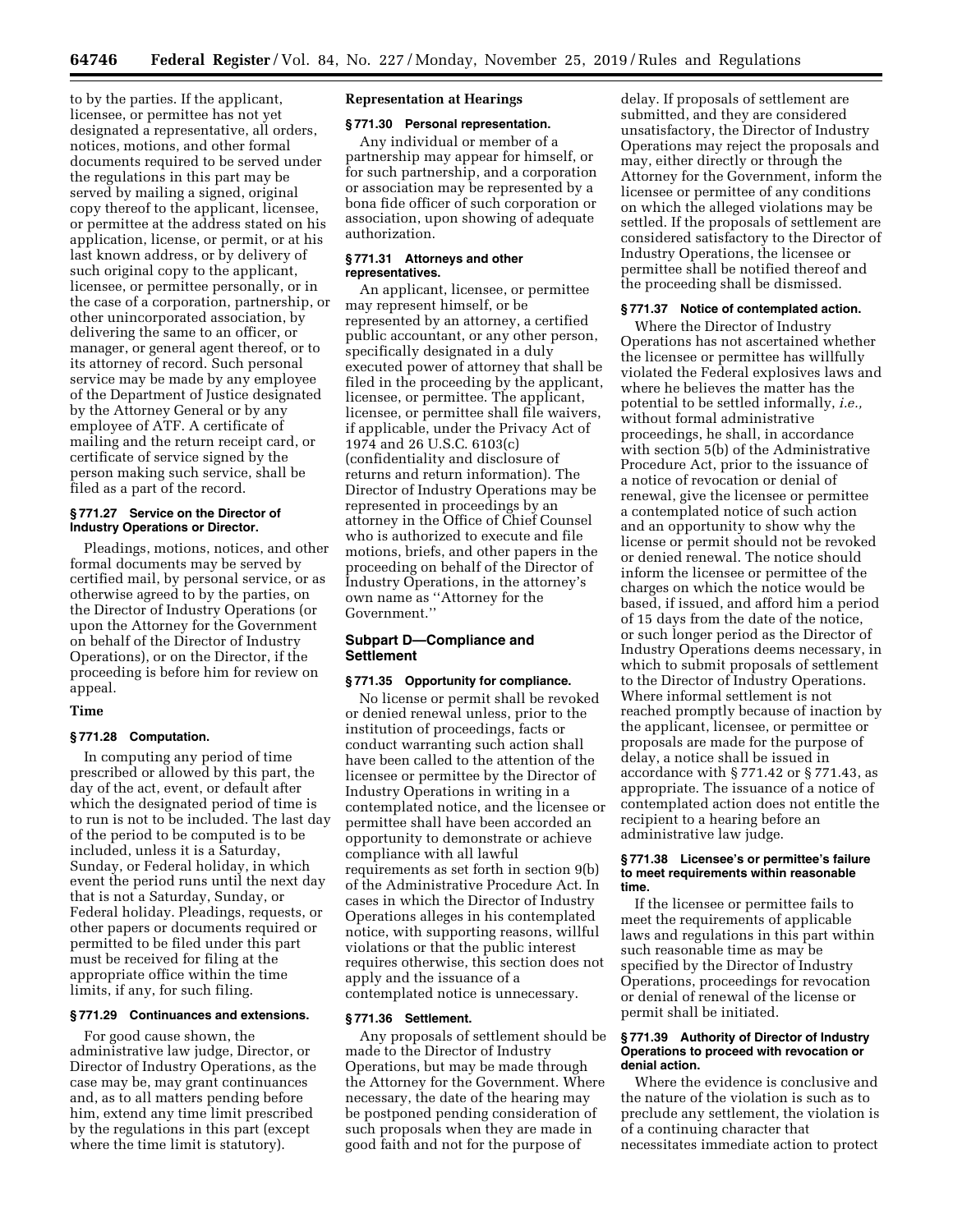to by the parties. If the applicant, licensee, or permittee has not yet designated a representative, all orders, notices, motions, and other formal documents required to be served under the regulations in this part may be served by mailing a signed, original copy thereof to the applicant, licensee, or permittee at the address stated on his application, license, or permit, or at his last known address, or by delivery of such original copy to the applicant, licensee, or permittee personally, or in the case of a corporation, partnership, or other unincorporated association, by delivering the same to an officer, or manager, or general agent thereof, or to its attorney of record. Such personal service may be made by any employee of the Department of Justice designated by the Attorney General or by any employee of ATF. A certificate of mailing and the return receipt card, or certificate of service signed by the person making such service, shall be filed as a part of the record.

#### § 771.27 Service on the Director of Industry Operations or Director.

Pleadings, motions, notices, and other formal documents may be served by certified mail, by personal service, or as otherwise agreed to by the parties, on the Director of Industry Operations (or upon the Attorney for the Government on behalf of the Director of Industry Operations), or on the Director, if the proceeding is before him for review on appeal.

### Time

#### § 771.28 Computation.

In computing any period of time prescribed or allowed by this part, the day of the act, event, or default after which the designated period of time is to run is not to be included. The last day of the period to be computed is to be included, unless it is a Saturday, Sunday, or Federal holiday, in which event the period runs until the next day that is not a Saturday, Sunday, or Federal holiday. Pleadings, requests, or other papers or documents required or permitted to be filed under this part must be received for filing at the appropriate office within the time limits, if any, for such filing.

#### § 771.29 Continuances and extensions.

For good cause shown, the administrative law judge, Director, or Director of Industry Operations, as the case may be, may grant continuances and, as to all matters pending before him, extend any time limit prescribed by the regulations in this part (except where the time limit is statutory).

### Representation at Hearings

#### § 771.30 Personal representation.

Any individual or member of a partnership may appear for himself, or for such partnership, and a corporation or association may be represented by a bona fide officer of such corporation or association, upon showing of adequate authorization.

#### § 771.31 Attorneys and other representatives.

An applicant, licensee, or permittee may represent himself, or be represented by an attorney, a certified public accountant, or any other person, specifically designated in a duly executed power of attorney that shall be filed in the proceeding by the applicant, licensee, or permittee. The applicant, licensee, or permittee shall file waivers, if applicable, under the Privacy Act of 1974 and 26 U.S.C. 6103(c) (confidentiality and disclosure of returns and return information). The Director of Industry Operations may be represented in proceedings by an attorney in the Office of Chief Counsel who is authorized to execute and file motions, briefs, and other papers in the proceeding on behalf of the Director of Industry Operations, in the attorney's own name as "Attorney for the Government."

## Subpart D—Compliance and Settlement

#### § 771.35 Opportunity for compliance.

No license or permit shall be revoked or denied renewal unless, prior to the institution of proceedings, facts or conduct warranting such action shall have been called to the attention of the licensee or permittee by the Director of Industry Operations in writing in a contemplated notice, and the licensee or permittee shall have been accorded an opportunity to demonstrate or achieve compliance with all lawful requirements as set forth in section 9(b) of the Administrative Procedure Act. In cases in which the Director of Industry Operations alleges in his contemplated notice, with supporting reasons, willful violations or that the public interest requires otherwise, this section does not apply and the issuance of a contemplated notice is unnecessary.

#### § 771.36 Settlement.

Any proposals of settlement should be made to the Director of Industry Operations, but may be made through the Attorney for the Government. Where necessary, the date of the hearing may be postponed pending consideration of such proposals when they are made in good faith and not for the purpose of delay. If proposals of settlement are submitted, and they are considered unsatisfactory, the Director of Industry Operations may reject the proposals and may, either directly or through the Attorney for the Government, inform the licensee or permittee of any conditions on which the alleged violations may be settled. If the proposals of settlement are considered satisfactory to the Director of Industry Operations, the licensee or permittee shall be notified thereof and the proceeding shall be dismissed.

#### § 771.37 Notice of contemplated action.

Where the Director of Industry Operations has not ascertained whether the licensee or permittee has willfully violated the Federal explosives laws and where he believes the matter has the potential to be settled informally, *i.e.,* without formal administrative proceedings, he shall, in accordance with section 5(b) of the Administrative Procedure Act, prior to the issuance of a notice of revocation or denial of renewal, give the licensee or permittee a contemplated notice of such action and an opportunity to show why the license or permit should not be revoked or denied renewal. The notice should inform the licensee or permittee of the charges on which the notice would be based, if issued, and afford him a period of 15 days from the date of the notice, or such longer period as the Director of Industry Operations deems necessary, in which to submit proposals of settlement to the Director of Industry Operations. Where informal settlement is not reached promptly because of inaction by the applicant, licensee, or permittee or proposals are made for the purpose of delay, a notice shall be issued in accordance with § 771.42 or § 771.43, as appropriate. The issuance of a notice of contemplated action does not entitle the recipient to a hearing before an administrative law judge.

#### § 771.38 Licensee's or permittee's failure to meet requirements within reasonable time.

If the licensee or permittee fails to meet the requirements of applicable laws and regulations in this part within such reasonable time as may be specified by the Director of Industry Operations, proceedings for revocation or denial of renewal of the license or permit shall be initiated.

#### § 771.39 Authority of Director of Industry Operations to proceed with revocation or denial action.

Where the evidence is conclusive and the nature of the violation is such as to preclude any settlement, the violation is of a continuing character that necessitates immediate action to protect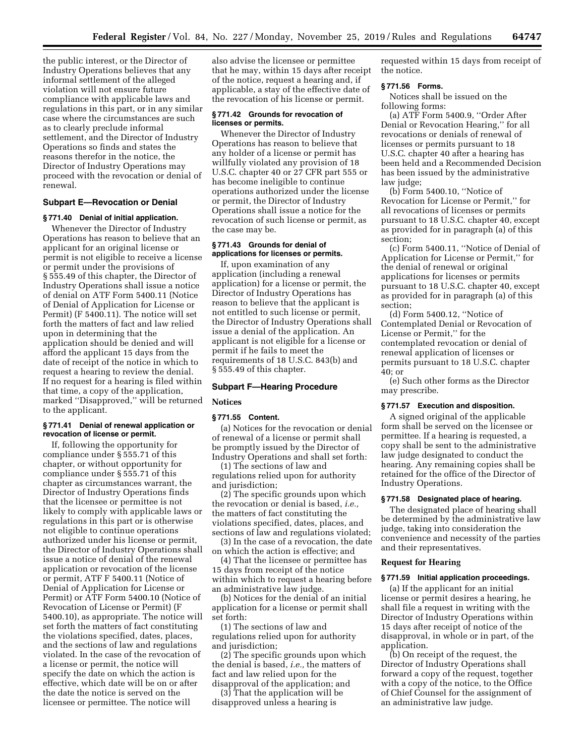the public interest, or the Director of Industry Operations believes that any informal settlement of the alleged violation will not ensure future compliance with applicable laws and regulations in this part, or in any similar case where the circumstances are such as to clearly preclude informal settlement, and the Director of Industry Operations so finds and states the reasons therefor in the notice, the Director of Industry Operations may proceed with the revocation or denial of renewal.

### Subpart E—Revocation or Denial

#### § 771.40 Denial of initial application.

Whenever the Director of Industry Operations has reason to believe that an applicant for an original license or permit is not eligible to receive a license or permit under the provisions of § 555.49 of this chapter, the Director of Industry Operations shall issue a notice of denial on ATF Form 5400.11 (Notice of Denial of Application for License or Permit) (F 5400.11). The notice will set forth the matters of fact and law relied upon in determining that the application should be denied and will afford the applicant 15 days from the date of receipt of the notice in which to request a hearing to review the denial. If no request for a hearing is filed within that time, a copy of the application, marked ''Disapproved,'' will be returned to the applicant.

#### § 771.41 Denial of renewal application or revocation of license or permit.

If, following the opportunity for compliance under § 555.71 of this chapter, or without opportunity for compliance under § 555.71 of this chapter as circumstances warrant, the Director of Industry Operations finds that the licensee or permittee is not likely to comply with applicable laws or regulations in this part or is otherwise not eligible to continue operations authorized under his license or permit, the Director of Industry Operations shall issue a notice of denial of the renewal application or revocation of the license or permit, ATF F 5400.11 (Notice of Denial of Application for License or Permit) or ATF Form 5400.10 (Notice of Revocation of License or Permit) (F 5400.10), as appropriate. The notice will set forth the matters of fact constituting the violations specified, dates, places, and the sections of law and regulations violated. In the case of the revocation of a license or permit, the notice will specify the date on which the action is effective, which date will be on or after the date the notice is served on the licensee or permittee. The notice will also advise the licensee or permittee that he may, within 15 days after receipt of the notice, request a hearing and, if applicable, a stay of the effective date of the revocation of his license or permit.

#### § 771.42 Grounds for revocation of licenses or permits.

Whenever the Director of Industry Operations has reason to believe that any holder of a license or permit has willfully violated any provision of 18 U.S.C. chapter 40 or 27 CFR part 555 or has become ineligible to continue operations authorized under the license or permit, the Director of Industry Operations shall issue a notice for the revocation of such license or permit, as the case may be.

#### § 771.43 Grounds for denial of applications for licenses or permits.

If, upon examination of any application (including a renewal application) for a license or permit, the Director of Industry Operations has reason to believe that the applicant is not entitled to such license or permit, the Director of Industry Operations shall issue a denial of the application. An applicant is not eligible for a license or permit if he fails to meet the requirements of 18 U.S.C. 843(b) and § 555.49 of this chapter.

### Subpart F—Hearing Procedure

**Notices**

#### § 771.55 Content.

(a) Notices for the revocation or denial of renewal of a license or permit shall be promptly issued by the Director of Industry Operations and shall set forth:

(1) The sections of law and regulations relied upon for authority and jurisdiction;

(2) The specific grounds upon which the revocation or denial is based, *i.e.,* the matters of fact constituting the violations specified, dates, places, and sections of law and regulations violated;

(3) In the case of a revocation, the date on which the action is effective; and

(4) That the licensee or permittee has 15 days from receipt of the notice within which to request a hearing before an administrative law judge.

(b) Notices for the denial of an initial application for a license or permit shall set forth:

(1) The sections of law and regulations relied upon for authority and jurisdiction;

(2) The specific grounds upon which the denial is based, *i.e.,* the matters of fact and law relied upon for the disapproval of the application; and

(3) That the application will be disapproved unless a hearing is requested within 15 days from receipt of the notice.

#### § 771.56 Forms.

Notices shall be issued on the following forms:

(a) ATF Form 5400.9, ''Order After Denial or Revocation Hearing,'' for all revocations or denials of renewal of licenses or permits pursuant to 18 U.S.C. chapter 40 after a hearing has been held and a Recommended Decision has been issued by the administrative law judge;

(b) Form 5400.10, ''Notice of Revocation for License or Permit,'' for all revocations of licenses or permits pursuant to 18 U.S.C. chapter 40, except as provided for in paragraph (a) of this section;

(c) Form 5400.11, ''Notice of Denial of Application for License or Permit,'' for the denial of renewal or original applications for licenses or permits pursuant to 18 U.S.C. chapter 40, except as provided for in paragraph (a) of this section;

(d) Form 5400.12, ''Notice of Contemplated Denial or Revocation of License or Permit,'' for the contemplated revocation or denial of renewal application of licenses or permits pursuant to 18 U.S.C. chapter 40; or

(e) Such other forms as the Director may prescribe.

#### § 771.57 Execution and disposition.

A signed original of the applicable form shall be served on the licensee or permittee. If a hearing is requested, a copy shall be sent to the administrative law judge designated to conduct the hearing. Any remaining copies shall be retained for the office of the Director of Industry Operations.

#### § 771.58 Designated place of hearing.

The designated place of hearing shall be determined by the administrative law judge, taking into consideration the convenience and necessity of the parties and their representatives.

**Request for Hearing**

#### § 771.59 Initial application proceedings.

(a) If the applicant for an initial license or permit desires a hearing, he shall file a request in writing with the Director of Industry Operations within 15 days after receipt of notice of the disapproval, in whole or in part, of the application.

(b) On receipt of the request, the Director of Industry Operations shall forward a copy of the request, together with a copy of the notice, to the Office of Chief Counsel for the assignment of an administrative law judge.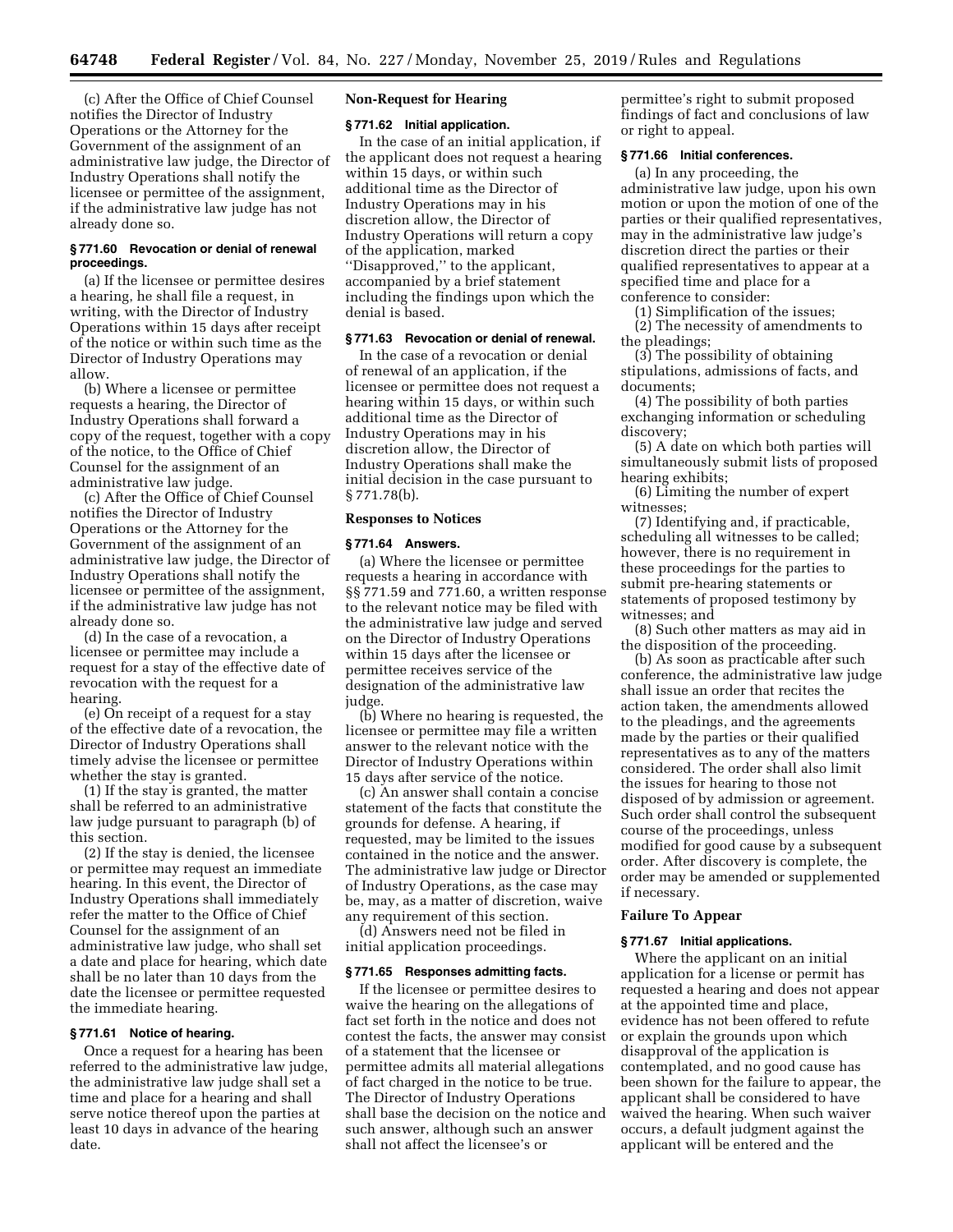(c) After the Office of Chief Counsel notifies the Director of Industry Operations or the Attorney for the Government of the assignment of an administrative law judge, the Director of Industry Operations shall notify the licensee or permittee of the assignment, if the administrative law judge has not already done so.

### § 771.60 Revocation or denial of renewal proceedings.

(a) If the licensee or permittee desires a hearing, he shall file a request, in writing, with the Director of Industry Operations within 15 days after receipt of the notice or within such time as the Director of Industry Operations may allow.

(b) Where a licensee or permittee requests a hearing, the Director of Industry Operations shall forward a copy of the request, together with a copy of the notice, to the Office of Chief Counsel for the assignment of an administrative law judge.

(c) After the Office of Chief Counsel notifies the Director of Industry Operations or the Attorney for the Government of the assignment of an administrative law judge, the Director of Industry Operations shall notify the licensee or permittee of the assignment, if the administrative law judge has not already done so.

(d) In the case of a revocation, a licensee or permittee may include a request for a stay of the effective date of revocation with the request for a hearing.

(e) On receipt of a request for a stay of the effective date of a revocation, the Director of Industry Operations shall timely advise the licensee or permittee whether the stay is granted.

(1) If the stay is granted, the matter shall be referred to an administrative law judge pursuant to paragraph (b) of this section.

(2) If the stay is denied, the licensee or permittee may request an immediate hearing. In this event, the Director of Industry Operations shall immediately refer the matter to the Office of Chief Counsel for the assignment of an administrative law judge, who shall set a date and place for hearing, which date shall be no later than 10 days from the date the licensee or permittee requested the immediate hearing.

### § 771.61 Notice of hearing.

Once a request for a hearing has been referred to the administrative law judge, the administrative law judge shall set a time and place for a hearing and shall serve notice thereof upon the parties at least 10 days in advance of the hearing date.

## Non-Request for Hearing

### § 771.62 Initial application.

In the case of an initial application, if the applicant does not request a hearing within 15 days, or within such additional time as the Director of Industry Operations may in his discretion allow, the Director of Industry Operations will return a copy of the application, marked "Disapproved," to the applicant, accompanied by a brief statement including the findings upon which the denial is based.

### § 771.63 Revocation or denial of renewal.

In the case of a revocation or denial of renewal of an application, if the licensee or permittee does not request a hearing within 15 days, or within such additional time as the Director of Industry Operations may in his discretion allow, the Director of Industry Operations shall make the initial decision in the case pursuant to § 771.78(b).

## Responses to Notices

### § 771.64 Answers.

(a) Where the licensee or permittee requests a hearing in accordance with §§ 771.59 and 771.60, a written response to the relevant notice may be filed with the administrative law judge and served on the Director of Industry Operations within 15 days after the licensee or permittee receives service of the designation of the administrative law judge.

(b) Where no hearing is requested, the licensee or permittee may file a written answer to the relevant notice with the Director of Industry Operations within 15 days after service of the notice.

(c) An answer shall contain a concise statement of the facts that constitute the grounds for defense. A hearing, if requested, may be limited to the issues contained in the notice and the answer. The administrative law judge or Director of Industry Operations, as the case may be, may, as a matter of discretion, waive any requirement of this section.

(d) Answers need not be filed in initial application proceedings.

### § 771.65 Responses admitting facts.

If the licensee or permittee desires to waive the hearing on the allegations of fact set forth in the notice and does not contest the facts, the answer may consist of a statement that the licensee or permittee admits all material allegations of fact charged in the notice to be true. The Director of Industry Operations shall base the decision on the notice and such answer, although such an answer shall not affect the licensee's or permittee's right to submit proposed findings of fact and conclusions of law or right to appeal.

### § 771.66 Initial conferences.

(a) In any proceeding, the administrative law judge, upon his own motion or upon the motion of one of the parties or their qualified representatives, may in the administrative law judge's discretion direct the parties or their qualified representatives to appear at a specified time and place for a conference to consider:

(1) Simplification of the issues;

(2) The necessity of amendments to the pleadings;

(3) The possibility of obtaining stipulations, admissions of facts, and documents;

(4) The possibility of both parties exchanging information or scheduling discovery;

(5) A date on which both parties will simultaneously submit lists of proposed hearing exhibits;

(6) Limiting the number of expert witnesses;

(7) Identifying and, if practicable, scheduling all witnesses to be called; however, there is no requirement in these proceedings for the parties to submit pre-hearing statements or statements of proposed testimony by witnesses; and

(8) Such other matters as may aid in the disposition of the proceeding.

(b) As soon as practicable after such conference, the administrative law judge shall issue an order that recites the action taken, the amendments allowed to the pleadings, and the agreements made by the parties or their qualified representatives as to any of the matters considered. The order shall also limit the issues for hearing to those not disposed of by admission or agreement. Such order shall control the subsequent course of the proceedings, unless modified for good cause by a subsequent order. After discovery is complete, the order may be amended or supplemented if necessary.

## Failure To Appear

### § 771.67 Initial applications.

Where the applicant on an initial application for a license or permit has requested a hearing and does not appear at the appointed time and place, evidence has not been offered to refute or explain the grounds upon which disapproval of the application is contemplated, and no good cause has been shown for the failure to appear, the applicant shall be considered to have waived the hearing. When such waiver occurs, a default judgment against the applicant will be entered and the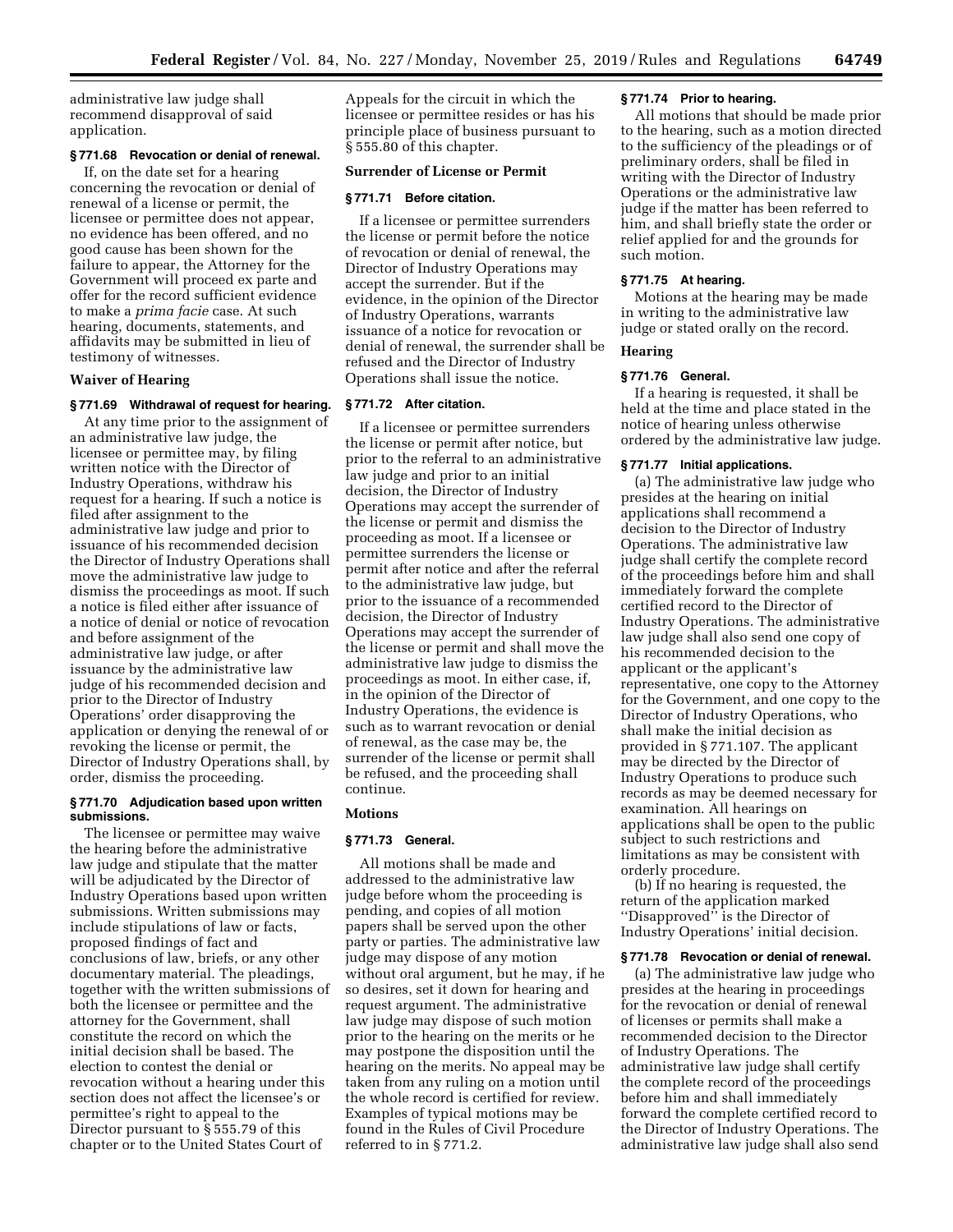administrative law judge shall recommend disapproval of said application.

**§ 771.68 Revocation or denial of renewal.**

If, on the date set for a hearing concerning the revocation or denial of renewal of a license or permit, the licensee or permittee does not appear, no evidence has been offered, and no good cause has been shown for the failure to appear, the Attorney for the Government will proceed ex parte and offer for the record sufficient evidence to make a *prima facie* case. At such hearing, documents, statements, and affidavits may be submitted in lieu of testimony of witnesses.

## Waiver of Hearing

**§ 771.69 Withdrawal of request for hearing.**

At any time prior to the assignment of an administrative law judge, the licensee or permittee may, by filing written notice with the Director of Industry Operations, withdraw his request for a hearing. If such a notice is filed after assignment to the administrative law judge and prior to issuance of his recommended decision the Director of Industry Operations shall move the administrative law judge to dismiss the proceedings as moot. If such a notice is filed either after issuance of a notice of denial or notice of revocation and before assignment of the administrative law judge, or after issuance by the administrative law judge of his recommended decision and prior to the Director of Industry Operations' order disapproving the application or denying the renewal of or revoking the license or permit, the Director of Industry Operations shall, by order, dismiss the proceeding.

**§ 771.70 Adjudication based upon written submissions.**

The licensee or permittee may waive the hearing before the administrative law judge and stipulate that the matter will be adjudicated by the Director of Industry Operations based upon written submissions. Written submissions may include stipulations of law or facts, proposed findings of fact and conclusions of law, briefs, or any other documentary material. The pleadings, together with the written submissions of both the licensee or permittee and the attorney for the Government, shall constitute the record on which the initial decision shall be based. The election to contest the denial or revocation without a hearing under this section does not affect the licensee's or permittee's right to appeal to the Director pursuant to § 555.79 of this chapter or to the United States Court of Appeals for the circuit in which the licensee or permittee resides or has his principle place of business pursuant to § 555.80 of this chapter.

## Surrender of License or Permit

**§ 771.71 Before citation.**

If a licensee or permittee surrenders the license or permit before the notice of revocation or denial of renewal, the Director of Industry Operations may accept the surrender. But if the evidence, in the opinion of the Director of Industry Operations, warrants issuance of a notice for revocation or denial of renewal, the surrender shall be refused and the Director of Industry Operations shall issue the notice.

**§ 771.72 After citation.**

If a licensee or permittee surrenders the license or permit after notice, but prior to the referral to an administrative law judge and prior to an initial decision, the Director of Industry Operations may accept the surrender of the license or permit and dismiss the proceeding as moot. If a licensee or permittee surrenders the license or permit after notice and after the referral to the administrative law judge, but prior to the issuance of a recommended decision, the Director of Industry Operations may accept the surrender of the license or permit and shall move the administrative law judge to dismiss the proceedings as moot. In either case, if, in the opinion of the Director of Industry Operations, the evidence is such as to warrant revocation or denial of renewal, as the case may be, the surrender of the license or permit shall be refused, and the proceeding shall continue.

## Motions

**§ 771.73 General.**

All motions shall be made and addressed to the administrative law judge before whom the proceeding is pending, and copies of all motion papers shall be served upon the other party or parties. The administrative law judge may dispose of any motion without oral argument, but he may, if he so desires, set it down for hearing and request argument. The administrative law judge may dispose of such motion prior to the hearing on the merits or he may postpone the disposition until the hearing on the merits. No appeal may be taken from any ruling on a motion until the whole record is certified for review. Examples of typical motions may be found in the Rules of Civil Procedure referred to in § 771.2.

**§ 771.74 Prior to hearing.**

All motions that should be made prior to the hearing, such as a motion directed to the sufficiency of the pleadings or of preliminary orders, shall be filed in writing with the Director of Industry Operations or the administrative law judge if the matter has been referred to him, and shall briefly state the order or relief applied for and the grounds for such motion.

**§ 771.75 At hearing.**

Motions at the hearing may be made in writing to the administrative law judge or stated orally on the record.

## Hearing

**§ 771.76 General.**

If a hearing is requested, it shall be held at the time and place stated in the notice of hearing unless otherwise ordered by the administrative law judge.

**§ 771.77 Initial applications.**

(a) The administrative law judge who presides at the hearing on initial applications shall recommend a decision to the Director of Industry Operations. The administrative law judge shall certify the complete record of the proceedings before him and shall immediately forward the complete certified record to the Director of Industry Operations. The administrative law judge shall also send one copy of his recommended decision to the applicant or the applicant's representative, one copy to the Attorney for the Government, and one copy to the Director of Industry Operations, who shall make the initial decision as provided in § 771.107. The applicant may be directed by the Director of Industry Operations to produce such records as may be deemed necessary for examination. All hearings on applications shall be open to the public subject to such restrictions and limitations as may be consistent with orderly procedure.

(b) If no hearing is requested, the return of the application marked "Disapproved" is the Director of Industry Operations' initial decision.

**§ 771.78 Revocation or denial of renewal.**

(a) The administrative law judge who presides at the hearing in proceedings for the revocation or denial of renewal of licenses or permits shall make a recommended decision to the Director of Industry Operations. The administrative law judge shall certify the complete record of the proceedings before him and shall immediately forward the complete certified record to the Director of Industry Operations. The administrative law judge shall also send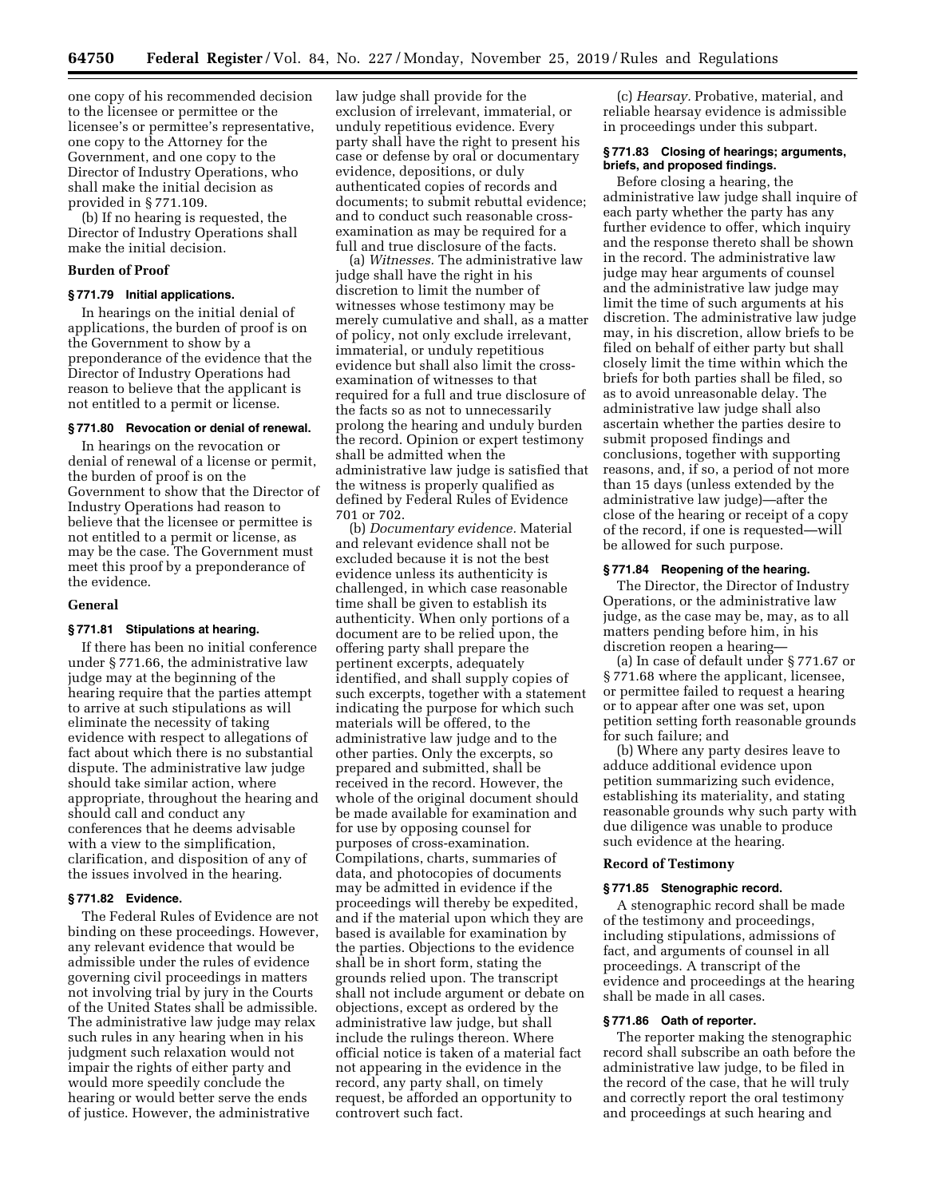one copy of his recommended decision to the licensee or permittee or the licensee's or permittee's representative, one copy to the Attorney for the Government, and one copy to the Director of Industry Operations, who shall make the initial decision as provided in § 771.109.

(b) If no hearing is requested, the Director of Industry Operations shall make the initial decision.

### Burden of Proof

#### § 771.79 Initial applications.

In hearings on the initial denial of applications, the burden of proof is on the Government to show by a preponderance of the evidence that the Director of Industry Operations had reason to believe that the applicant is not entitled to a permit or license.

#### § 771.80 Revocation or denial of renewal.

In hearings on the revocation or denial of renewal of a license or permit, the burden of proof is on the Government to show that the Director of Industry Operations had reason to believe that the licensee or permittee is not entitled to a permit or license, as may be the case. The Government must meet this proof by a preponderance of the evidence.

### General

#### § 771.81 Stipulations at hearing.

If there has been no initial conference under § 771.66, the administrative law judge may at the beginning of the hearing require that the parties attempt to arrive at such stipulations as will eliminate the necessity of taking evidence with respect to allegations of fact about which there is no substantial dispute. The administrative law judge should take similar action, where appropriate, throughout the hearing and should call and conduct any conferences that he deems advisable with a view to the simplification, clarification, and disposition of any of the issues involved in the hearing.

#### § 771.82 Evidence.

The Federal Rules of Evidence are not binding on these proceedings. However, any relevant evidence that would be admissible under the rules of evidence governing civil proceedings in matters not involving trial by jury in the Courts of the United States shall be admissible. The administrative law judge may relax such rules in any hearing when in his judgment such relaxation would not impair the rights of either party and would more speedily conclude the hearing or would better serve the ends of justice. However, the administrative law judge shall provide for the exclusion of irrelevant, immaterial, or unduly repetitious evidence. Every party shall have the right to present his case or defense by oral or documentary evidence, depositions, or duly authenticated copies of records and documents; to submit rebuttal evidence; and to conduct such reasonable cross-examination as may be required for a full and true disclosure of the facts.

(a) *Witnesses.* The administrative law judge shall have the right in his discretion to limit the number of witnesses whose testimony may be merely cumulative and shall, as a matter of policy, not only exclude irrelevant, immaterial, or unduly repetitious evidence but shall also limit the cross-examination of witnesses to that required for a full and true disclosure of the facts so as not to unnecessarily prolong the hearing and unduly burden the record. Opinion or expert testimony shall be admitted when the administrative law judge is satisfied that the witness is properly qualified as defined by Federal Rules of Evidence 701 or 702.

(b) *Documentary evidence.* Material and relevant evidence shall not be excluded because it is not the best evidence unless its authenticity is challenged, in which case reasonable time shall be given to establish its authenticity. When only portions of a document are to be relied upon, the offering party shall prepare the pertinent excerpts, adequately identified, and shall supply copies of such excerpts, together with a statement indicating the purpose for which such materials will be offered, to the administrative law judge and to the other parties. Only the excerpts, so prepared and submitted, shall be received in the record. However, the whole of the original document should be made available for examination and for use by opposing counsel for purposes of cross-examination. Compilations, charts, summaries of data, and photocopies of documents may be admitted in evidence if the proceedings will thereby be expedited, and if the material upon which they are based is available for examination by the parties. Objections to the evidence shall be in short form, stating the grounds relied upon. The transcript shall not include argument or debate on objections, except as ordered by the administrative law judge, but shall include the rulings thereon. Where official notice is taken of a material fact not appearing in the evidence in the record, any party shall, on timely request, be afforded an opportunity to controvert such fact.

(c) *Hearsay.* Probative, material, and reliable hearsay evidence is admissible in proceedings under this subpart.

#### § 771.83 Closing of hearings; arguments, briefs, and proposed findings.

Before closing a hearing, the administrative law judge shall inquire of each party whether the party has any further evidence to offer, which inquiry and the response thereto shall be shown in the record. The administrative law judge may hear arguments of counsel and the administrative law judge may limit the time of such arguments at his discretion. The administrative law judge may, in his discretion, allow briefs to be filed on behalf of either party but shall closely limit the time within which the briefs for both parties shall be filed, so as to avoid unreasonable delay. The administrative law judge shall also ascertain whether the parties desire to submit proposed findings and conclusions, together with supporting reasons, and, if so, a period of not more than 15 days (unless extended by the administrative law judge)—after the close of the hearing or receipt of a copy of the record, if one is requested—will be allowed for such purpose.

#### § 771.84 Reopening of the hearing.

The Director, the Director of Industry Operations, or the administrative law judge, as the case may be, may, as to all matters pending before him, in his discretion reopen a hearing—

(a) In case of default under § 771.67 or § 771.68 where the applicant, licensee, or permittee failed to request a hearing or to appear after one was set, upon petition setting forth reasonable grounds for such failure; and

(b) Where any party desires leave to adduce additional evidence upon petition summarizing such evidence, establishing its materiality, and stating reasonable grounds why such party with due diligence was unable to produce such evidence at the hearing.

### Record of Testimony

#### § 771.85 Stenographic record.

A stenographic record shall be made of the testimony and proceedings, including stipulations, admissions of fact, and arguments of counsel in all proceedings. A transcript of the evidence and proceedings at the hearing shall be made in all cases.

#### § 771.86 Oath of reporter.

The reporter making the stenographic record shall subscribe an oath before the administrative law judge, to be filed in the record of the case, that he will truly and correctly report the oral testimony and proceedings at such hearing and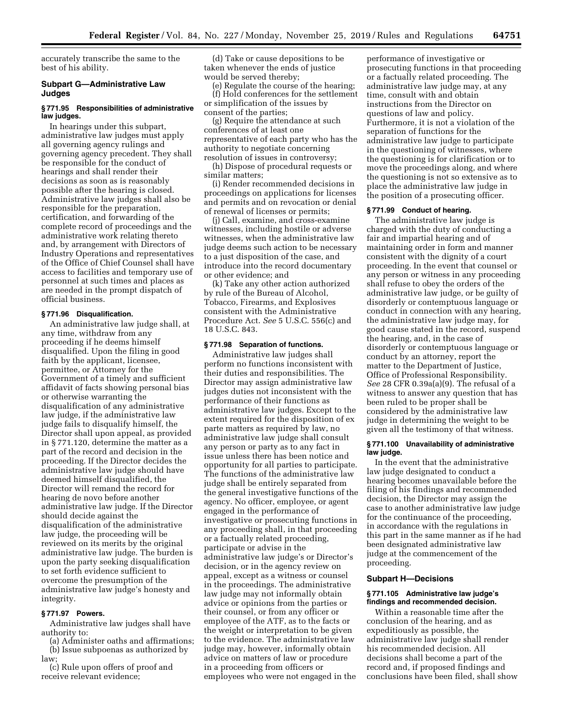accurately transcribe the same to the best of his ability.

## Subpart G—Administrative Law Judges

### § 771.95 Responsibilities of administrative law judges.

In hearings under this subpart, administrative law judges must apply all governing agency rulings and governing agency precedent. They shall be responsible for the conduct of hearings and shall render their decisions as soon as is reasonably possible after the hearing is closed. Administrative law judges shall also be responsible for the preparation, certification, and forwarding of the complete record of proceedings and the administrative work relating thereto and, by arrangement with Directors of Industry Operations and representatives of the Office of Chief Counsel shall have access to facilities and temporary use of personnel at such times and places as are needed in the prompt dispatch of official business.

### § 771.96 Disqualification.

An administrative law judge shall, at any time, withdraw from any proceeding if he deems himself disqualified. Upon the filing in good faith by the applicant, licensee, permittee, or Attorney for the Government of a timely and sufficient affidavit of facts showing personal bias or otherwise warranting the disqualification of any administrative law judge, if the administrative law judge fails to disqualify himself, the Director shall upon appeal, as provided in § 771.120, determine the matter as a part of the record and decision in the proceeding. If the Director decides the administrative law judge should have deemed himself disqualified, the Director will remand the record for hearing de novo before another administrative law judge. If the Director should decide against the disqualification of the administrative law judge, the proceeding will be reviewed on its merits by the original administrative law judge. The burden is upon the party seeking disqualification to set forth evidence sufficient to overcome the presumption of the administrative law judge's honesty and integrity.

### § 771.97 Powers.

Administrative law judges shall have authority to:

(a) Administer oaths and affirmations;

(b) Issue subpoenas as authorized by law;

(c) Rule upon offers of proof and receive relevant evidence;

(d) Take or cause depositions to be taken whenever the ends of justice would be served thereby;

(e) Regulate the course of the hearing;

(f) Hold conferences for the settlement or simplification of the issues by consent of the parties;

(g) Require the attendance at such conferences of at least one representative of each party who has the authority to negotiate concerning resolution of issues in controversy;

(h) Dispose of procedural requests or similar matters;

(i) Render recommended decisions in proceedings on applications for licenses and permits and on revocation or denial of renewal of licenses or permits;

(j) Call, examine, and cross-examine witnesses, including hostile or adverse witnesses, when the administrative law judge deems such action to be necessary to a just disposition of the case, and introduce into the record documentary or other evidence; and

(k) Take any other action authorized by rule of the Bureau of Alcohol, Tobacco, Firearms, and Explosives consistent with the Administrative Procedure Act. *See* 5 U.S.C. 556(c) and 18 U.S.C. 843.

### § 771.98 Separation of functions.

Administrative law judges shall perform no functions inconsistent with their duties and responsibilities. The Director may assign administrative law judges duties not inconsistent with the performance of their functions as administrative law judges. Except to the extent required for the disposition of ex parte matters as required by law, no administrative law judge shall consult any person or party as to any fact in issue unless there has been notice and opportunity for all parties to participate. The functions of the administrative law judge shall be entirely separated from the general investigative functions of the agency. No officer, employee, or agent engaged in the performance of investigative or prosecuting functions in any proceeding shall, in that proceeding or a factually related proceeding, participate or advise in the administrative law judge's or Director's decision, or in the agency review on appeal, except as a witness or counsel in the proceedings. The administrative law judge may not informally obtain advice or opinions from the parties or their counsel, or from any officer or employee of the ATF, as to the facts or the weight or interpretation to be given to the evidence. The administrative law judge may, however, informally obtain advice on matters of law or procedure in a proceeding from officers or employees who were not engaged in the performance of investigative or prosecuting functions in that proceeding or a factually related proceeding. The administrative law judge may, at any time, consult with and obtain instructions from the Director on questions of law and policy. Furthermore, it is not a violation of the separation of functions for the administrative law judge to participate in the questioning of witnesses, where the questioning is for clarification or to move the proceedings along, and where the questioning is not so extensive as to place the administrative law judge in the position of a prosecuting officer.

### § 771.99 Conduct of hearing.

The administrative law judge is charged with the duty of conducting a fair and impartial hearing and of maintaining order in form and manner consistent with the dignity of a court proceeding. In the event that counsel or any person or witness in any proceeding shall refuse to obey the orders of the administrative law judge, or be guilty of disorderly or contemptuous language or conduct in connection with any hearing, the administrative law judge may, for good cause stated in the record, suspend the hearing, and, in the case of disorderly or contemptuous language or conduct by an attorney, report the matter to the Department of Justice, Office of Professional Responsibility. *See* 28 CFR 0.39a(a)(9). The refusal of a witness to answer any question that has been ruled to be proper shall be considered by the administrative law judge in determining the weight to be given all the testimony of that witness.

### § 771.100 Unavailability of administrative law judge.

In the event that the administrative law judge designated to conduct a hearing becomes unavailable before the filing of his findings and recommended decision, the Director may assign the case to another administrative law judge for the continuance of the proceeding, in accordance with the regulations in this part in the same manner as if he had been designated administrative law judge at the commencement of the proceeding.

## Subpart H—Decisions

### § 771.105 Administrative law judge's findings and recommended decision.

Within a reasonable time after the conclusion of the hearing, and as expeditiously as possible, the administrative law judge shall render his recommended decision. All decisions shall become a part of the record and, if proposed findings and conclusions have been filed, shall show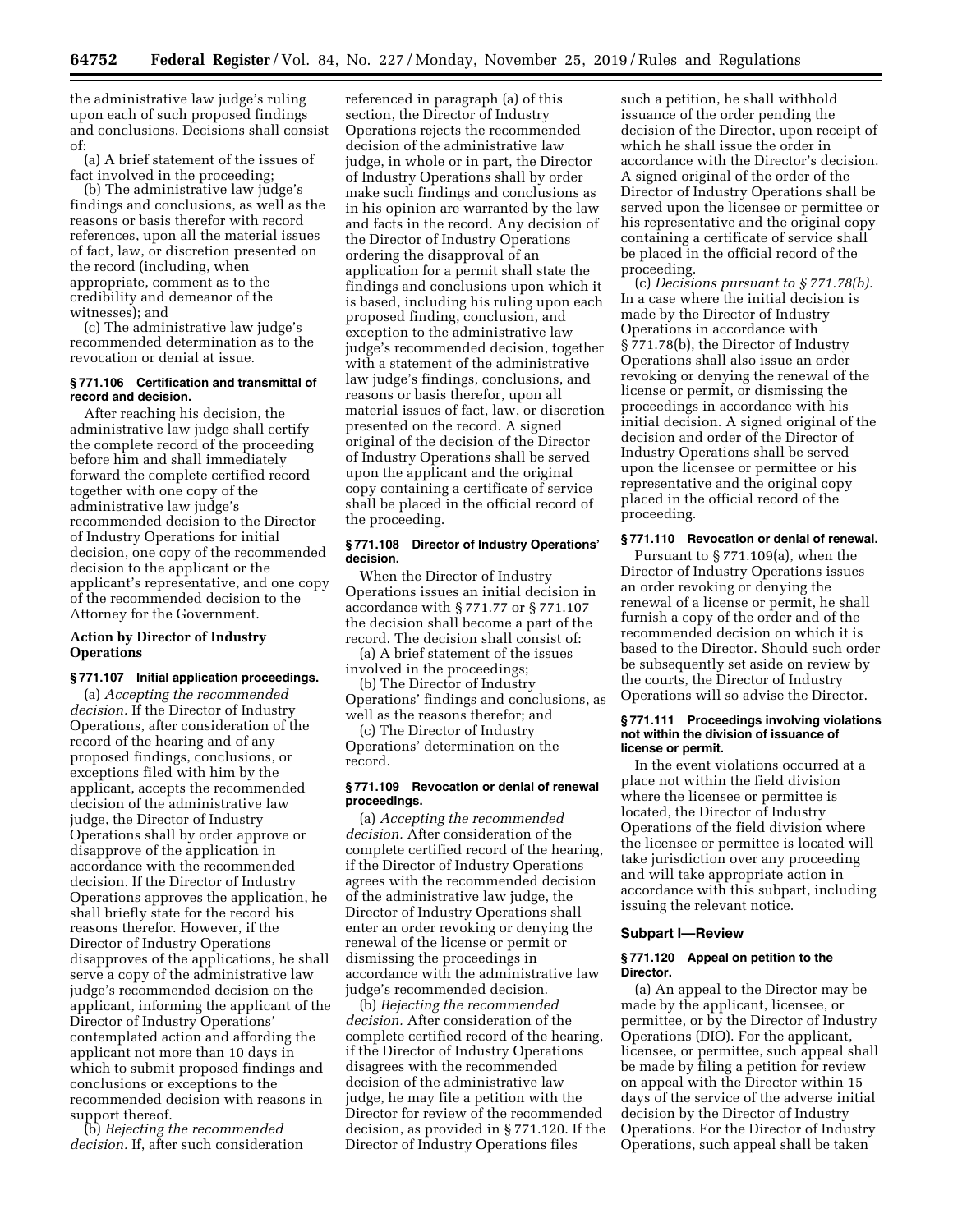the administrative law judge's ruling upon each of such proposed findings and conclusions. Decisions shall consist of:

(a) A brief statement of the issues of fact involved in the proceeding;

(b) The administrative law judge's findings and conclusions, as well as the reasons or basis therefor with record references, upon all the material issues of fact, law, or discretion presented on the record (including, when appropriate, comment as to the credibility and demeanor of the witnesses); and

(c) The administrative law judge's recommended determination as to the revocation or denial at issue.

#### § 771.106 Certification and transmittal of record and decision.

After reaching his decision, the administrative law judge shall certify the complete record of the proceeding before him and shall immediately forward the complete certified record together with one copy of the administrative law judge's recommended decision to the Director of Industry Operations for initial decision, one copy of the recommended decision to the applicant or the applicant's representative, and one copy of the recommended decision to the Attorney for the Government.

### Action by Director of Industry Operations

#### § 771.107 Initial application proceedings.

(a) *Accepting the recommended decision.* If the Director of Industry Operations, after consideration of the record of the hearing and of any proposed findings, conclusions, or exceptions filed with him by the applicant, accepts the recommended decision of the administrative law judge, the Director of Industry Operations shall by order approve or disapprove of the application in accordance with the recommended decision. If the Director of Industry Operations approves the application, he shall briefly state for the record his reasons therefor. However, if the Director of Industry Operations disapproves of the applications, he shall serve a copy of the administrative law judge's recommended decision on the applicant, informing the applicant of the Director of Industry Operations' contemplated action and affording the applicant not more than 10 days in which to submit proposed findings and conclusions or exceptions to the recommended decision with reasons in support thereof.

(b) *Rejecting the recommended decision.* If, after such consideration referenced in paragraph (a) of this section, the Director of Industry Operations rejects the recommended decision of the administrative law judge, in whole or in part, the Director of Industry Operations shall by order make such findings and conclusions as in his opinion are warranted by the law and facts in the record. Any decision of the Director of Industry Operations ordering the disapproval of an application for a permit shall state the findings and conclusions upon which it is based, including his ruling upon each proposed finding, conclusion, and exception to the administrative law judge's recommended decision, together with a statement of the administrative law judge's findings, conclusions, and reasons or basis therefor, upon all material issues of fact, law, or discretion presented on the record. A signed original of the decision of the Director of Industry Operations shall be served upon the applicant and the original copy containing a certificate of service shall be placed in the official record of the proceeding.

#### § 771.108 Director of Industry Operations' decision.

When the Director of Industry Operations issues an initial decision in accordance with § 771.77 or § 771.107 the decision shall become a part of the record. The decision shall consist of:

(a) A brief statement of the issues involved in the proceedings;

(b) The Director of Industry Operations' findings and conclusions, as well as the reasons therefor; and

(c) The Director of Industry Operations' determination on the record.

#### § 771.109 Revocation or denial of renewal proceedings.

(a) *Accepting the recommended decision.* After consideration of the complete certified record of the hearing, if the Director of Industry Operations agrees with the recommended decision of the administrative law judge, the Director of Industry Operations shall enter an order revoking or denying the renewal of the license or permit or dismissing the proceedings in accordance with the administrative law judge's recommended decision.

(b) *Rejecting the recommended decision.* After consideration of the complete certified record of the hearing, if the Director of Industry Operations disagrees with the recommended decision of the administrative law judge, he may file a petition with the Director for review of the recommended decision, as provided in § 771.120. If the Director of Industry Operations files such a petition, he shall withhold issuance of the order pending the decision of the Director, upon receipt of which he shall issue the order in accordance with the Director's decision. A signed original of the order of the Director of Industry Operations shall be served upon the licensee or permittee or his representative and the original copy containing a certificate of service shall be placed in the official record of the proceeding.

(c) *Decisions pursuant to § 771.78(b).* In a case where the initial decision is made by the Director of Industry Operations in accordance with § 771.78(b), the Director of Industry Operations shall also issue an order revoking or denying the renewal of the license or permit, or dismissing the proceedings in accordance with his initial decision. A signed original of the decision and order of the Director of Industry Operations shall be served upon the licensee or permittee or his representative and the original copy placed in the official record of the proceeding.

#### § 771.110 Revocation or denial of renewal.

Pursuant to § 771.109(a), when the Director of Industry Operations issues an order revoking or denying the renewal of a license or permit, he shall furnish a copy of the order and of the recommended decision on which it is based to the Director. Should such order be subsequently set aside on review by the courts, the Director of Industry Operations will so advise the Director.

#### § 771.111 Proceedings involving violations not within the division of issuance of license or permit.

In the event violations occurred at a place not within the field division where the licensee or permittee is located, the Director of Industry Operations of the field division where the licensee or permittee is located will take jurisdiction over any proceeding and will take appropriate action in accordance with this subpart, including issuing the relevant notice.

### Subpart I—Review

#### § 771.120 Appeal on petition to the Director.

(a) An appeal to the Director may be made by the applicant, licensee, or permittee, or by the Director of Industry Operations (DIO). For the applicant, licensee, or permittee, such appeal shall be made by filing a petition for review on appeal with the Director within 15 days of the service of the adverse initial decision by the Director of Industry Operations. For the Director of Industry Operations, such appeal shall be taken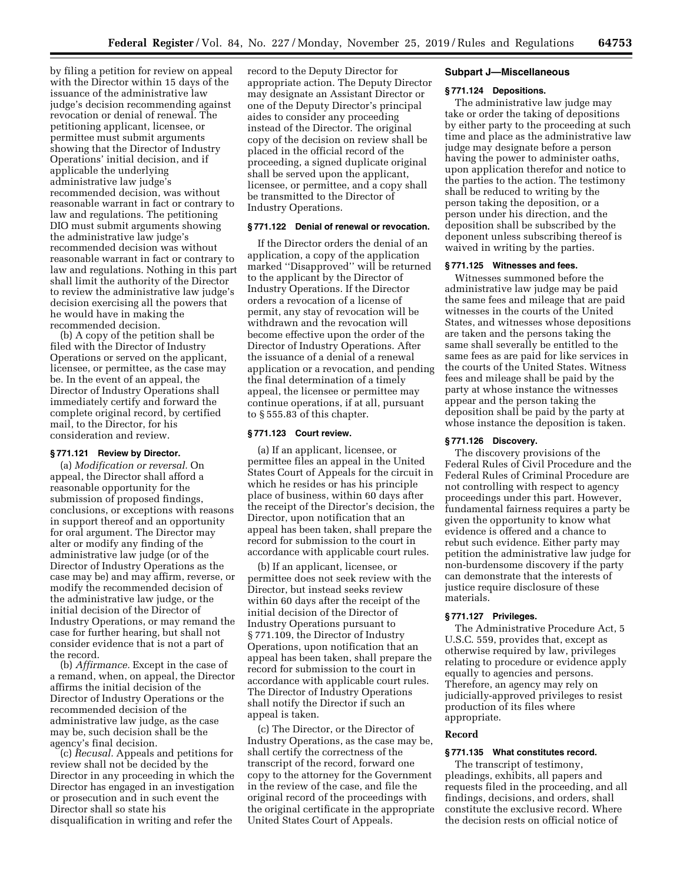by filing a petition for review on appeal with the Director within 15 days of the issuance of the administrative law judge's decision recommending against revocation or denial of renewal. The petitioning applicant, licensee, or permittee must submit arguments showing that the Director of Industry Operations' initial decision, and if applicable the underlying administrative law judge's recommended decision, was without reasonable warrant in fact or contrary to law and regulations. The petitioning DIO must submit arguments showing the administrative law judge's recommended decision was without reasonable warrant in fact or contrary to law and regulations. Nothing in this part shall limit the authority of the Director to review the administrative law judge's decision exercising all the powers that he would have in making the recommended decision.

(b) A copy of the petition shall be filed with the Director of Industry Operations or served on the applicant, licensee, or permittee, as the case may be. In the event of an appeal, the Director of Industry Operations shall immediately certify and forward the complete original record, by certified mail, to the Director, for his consideration and review.

### § 771.121 Review by Director.

(a) *Modification or reversal.* On appeal, the Director shall afford a reasonable opportunity for the submission of proposed findings, conclusions, or exceptions with reasons in support thereof and an opportunity for oral argument. The Director may alter or modify any finding of the administrative law judge (or of the Director of Industry Operations as the case may be) and may affirm, reverse, or modify the recommended decision of the administrative law judge, or the initial decision of the Director of Industry Operations, or may remand the case for further hearing, but shall not consider evidence that is not a part of the record.

(b) *Affirmance.* Except in the case of a remand, when, on appeal, the Director affirms the initial decision of the Director of Industry Operations or the recommended decision of the administrative law judge, as the case may be, such decision shall be the agency's final decision.

(c) *Recusal.* Appeals and petitions for review shall not be decided by the Director in any proceeding in which the Director has engaged in an investigation or prosecution and in such event the Director shall so state his disqualification in writing and refer the record to the Deputy Director for appropriate action. The Deputy Director may designate an Assistant Director or one of the Deputy Director's principal aides to consider any proceeding instead of the Director. The original copy of the decision on review shall be placed in the official record of the proceeding, a signed duplicate original shall be served upon the applicant, licensee, or permittee, and a copy shall be transmitted to the Director of Industry Operations.

### § 771.122 Denial of renewal or revocation.

If the Director orders the denial of an application, a copy of the application marked "Disapproved" will be returned to the applicant by the Director of Industry Operations. If the Director orders a revocation of a license of permit, any stay of revocation will be withdrawn and the revocation will become effective upon the order of the Director of Industry Operations. After the issuance of a denial of a renewal application or a revocation, and pending the final determination of a timely appeal, the licensee or permittee may continue operations, if at all, pursuant to § 555.83 of this chapter.

### § 771.123 Court review.

(a) If an applicant, licensee, or permittee files an appeal in the United States Court of Appeals for the circuit in which he resides or has his principle place of business, within 60 days after the receipt of the Director's decision, the Director, upon notification that an appeal has been taken, shall prepare the record for submission to the court in accordance with applicable court rules.

(b) If an applicant, licensee, or permittee does not seek review with the Director, but instead seeks review within 60 days after the receipt of the initial decision of the Director of Industry Operations pursuant to § 771.109, the Director of Industry Operations, upon notification that an appeal has been taken, shall prepare the record for submission to the court in accordance with applicable court rules. The Director of Industry Operations shall notify the Director if such an appeal is taken.

(c) The Director, or the Director of Industry Operations, as the case may be, shall certify the correctness of the transcript of the record, forward one copy to the attorney for the Government in the review of the case, and file the original record of the proceedings with the original certificate in the appropriate United States Court of Appeals.

## Subpart J—Miscellaneous

### § 771.124 Depositions.

The administrative law judge may take or order the taking of depositions by either party to the proceeding at such time and place as the administrative law judge may designate before a person having the power to administer oaths, upon application therefor and notice to the parties to the action. The testimony shall be reduced to writing by the person taking the deposition, or a person under his direction, and the deposition shall be subscribed by the deponent unless subscribing thereof is waived in writing by the parties.

### § 771.125 Witnesses and fees.

Witnesses summoned before the administrative law judge may be paid the same fees and mileage that are paid witnesses in the courts of the United States, and witnesses whose depositions are taken and the persons taking the same shall severally be entitled to the same fees as are paid for like services in the courts of the United States. Witness fees and mileage shall be paid by the party at whose instance the witnesses appear and the person taking the deposition shall be paid by the party at whose instance the deposition is taken.

### § 771.126 Discovery.

The discovery provisions of the Federal Rules of Civil Procedure and the Federal Rules of Criminal Procedure are not controlling with respect to agency proceedings under this part. However, fundamental fairness requires a party be given the opportunity to know what evidence is offered and a chance to rebut such evidence. Either party may petition the administrative law judge for non-burdensome discovery if the party can demonstrate that the interests of justice require disclosure of these materials.

### § 771.127 Privileges.

The Administrative Procedure Act, 5 U.S.C. 559, provides that, except as otherwise required by law, privileges relating to procedure or evidence apply equally to agencies and persons. Therefore, an agency may rely on judicially-approved privileges to resist production of its files where appropriate.

## Record

### § 771.135 What constitutes record.

The transcript of testimony, pleadings, exhibits, all papers and requests filed in the proceeding, and all findings, decisions, and orders, shall constitute the exclusive record. Where the decision rests on official notice of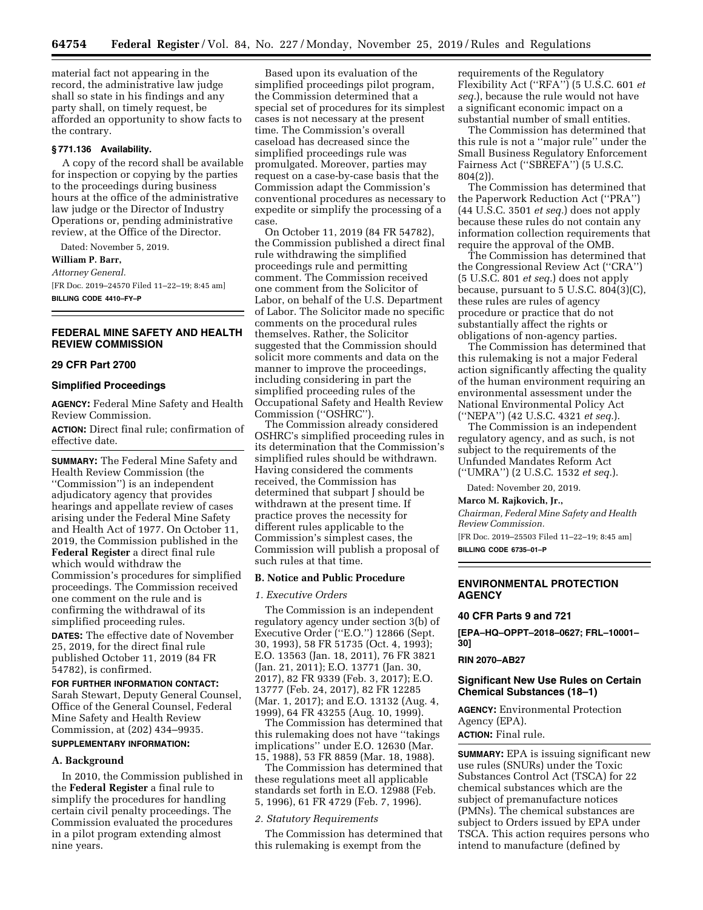material fact not appearing in the record, the administrative law judge shall so state in his findings and any party shall, on timely request, be afforded an opportunity to show facts to the contrary.

### § 771.136 Availability.

A copy of the record shall be available for inspection or copying by the parties to the proceedings during business hours at the office of the administrative law judge or the Director of Industry Operations or, pending administrative review, at the Office of the Director.

Dated: November 5, 2019.

**William P. Barr,**

*Attorney General.*

[FR Doc. 2019–24570 Filed 11–22–19; 8:45 am]

**BILLING CODE 4410–FY–P**

## FEDERAL MINE SAFETY AND HEALTH REVIEW COMMISSION

## 29 CFR Part 2700

## Simplified Proceedings

**AGENCY:** Federal Mine Safety and Health Review Commission.

**ACTION:** Direct final rule; confirmation of effective date.

**SUMMARY:** The Federal Mine Safety and Health Review Commission (the ''Commission'') is an independent adjudicatory agency that provides hearings and appellate review of cases arising under the Federal Mine Safety and Health Act of 1977. On October 11, 2019, the Commission published in the **Federal Register** a direct final rule which would withdraw the Commission's procedures for simplified proceedings. The Commission received one comment on the rule and is confirming the withdrawal of its simplified proceeding rules.

**DATES:** The effective date of November 25, 2019, for the direct final rule published October 11, 2019 (84 FR 54782), is confirmed.

**FOR FURTHER INFORMATION CONTACT:** Sarah Stewart, Deputy General Counsel, Office of the General Counsel, Federal Mine Safety and Health Review Commission, at (202) 434–9935.

**SUPPLEMENTARY INFORMATION:**

### A. Background

In 2010, the Commission published in the **Federal Register** a final rule to simplify the procedures for handling certain civil penalty proceedings. The Commission evaluated the procedures in a pilot program extending almost nine years.

Based upon its evaluation of the simplified proceedings pilot program, the Commission determined that a special set of procedures for its simplest cases is not necessary at the present time. The Commission's overall caseload has decreased since the simplified proceedings rule was promulgated. Moreover, parties may request on a case-by-case basis that the Commission adapt the Commission's conventional procedures as necessary to expedite or simplify the processing of a case.

On October 11, 2019 (84 FR 54782), the Commission published a direct final rule withdrawing the simplified proceedings rule and permitting comment. The Commission received one comment from the Solicitor of Labor, on behalf of the U.S. Department of Labor. The Solicitor made no specific comments on the procedural rules themselves. Rather, the Solicitor suggested that the Commission should solicit more comments and data on the manner to improve the proceedings, including considering in part the simplified proceeding rules of the Occupational Safety and Health Review Commission (''OSHRC'').

The Commission already considered OSHRC's simplified proceeding rules in its determination that the Commission's simplified rules should be withdrawn. Having considered the comments received, the Commission has determined that subpart J should be withdrawn at the present time. If practice proves the necessity for different rules applicable to the Commission's simplest cases, the Commission will publish a proposal of such rules at that time.

### B. Notice and Public Procedure

#### *1. Executive Orders*

The Commission is an independent regulatory agency under section 3(b) of Executive Order (''E.O.'') 12866 (Sept. 30, 1993), 58 FR 51735 (Oct. 4, 1993); E.O. 13563 (Jan. 18, 2011), 76 FR 3821 (Jan. 21, 2011); E.O. 13771 (Jan. 30, 2017), 82 FR 9339 (Feb. 3, 2017); E.O. 13777 (Feb. 24, 2017), 82 FR 12285 (Mar. 1, 2017); and E.O. 13132 (Aug. 4, 1999), 64 FR 43255 (Aug. 10, 1999).

The Commission has determined that this rulemaking does not have ''takings implications'' under E.O. 12630 (Mar. 15, 1988), 53 FR 8859 (Mar. 18, 1988).

The Commission has determined that these regulations meet all applicable standards set forth in E.O. 12988 (Feb. 5, 1996), 61 FR 4729 (Feb. 7, 1996).

#### *2. Statutory Requirements*

The Commission has determined that this rulemaking is exempt from the requirements of the Regulatory Flexibility Act (''RFA'') (5 U.S.C. 601 *et seq.*), because the rule would not have a significant economic impact on a substantial number of small entities.

The Commission has determined that this rule is not a ''major rule'' under the Small Business Regulatory Enforcement Fairness Act (''SBREFA'') (5 U.S.C. 804(2)).

The Commission has determined that the Paperwork Reduction Act (''PRA'') (44 U.S.C. 3501 *et seq.*) does not apply because these rules do not contain any information collection requirements that require the approval of the OMB.

The Commission has determined that the Congressional Review Act (''CRA'') (5 U.S.C. 801 *et seq.*) does not apply because, pursuant to 5 U.S.C. 804(3)(C), these rules are rules of agency procedure or practice that do not substantially affect the rights or obligations of non-agency parties.

The Commission has determined that this rulemaking is not a major Federal action significantly affecting the quality of the human environment requiring an environmental assessment under the National Environmental Policy Act (''NEPA'') (42 U.S.C. 4321 *et seq.*).

The Commission is an independent regulatory agency, and as such, is not subject to the requirements of the Unfunded Mandates Reform Act (''UMRA'') (2 U.S.C. 1532 *et seq.*).

Dated: November 20, 2019.

**Marco M. Rajkovich, Jr.,**

*Chairman, Federal Mine Safety and Health Review Commission.*

[FR Doc. 2019–25503 Filed 11–22–19; 8:45 am]

**BILLING CODE 6735–01–P**

## ENVIRONMENTAL PROTECTION AGENCY

## 40 CFR Parts 9 and 721

**[EPA–HQ–OPPT–2018–0627; FRL–10001–30]**

**RIN 2070–AB27**

## Significant New Use Rules on Certain Chemical Substances (18–1)

**AGENCY:** Environmental Protection Agency (EPA).

**ACTION:** Final rule.

**SUMMARY:** EPA is issuing significant new use rules (SNURs) under the Toxic Substances Control Act (TSCA) for 22 chemical substances which are the subject of premanufacture notices (PMNs). The chemical substances are subject to Orders issued by EPA under TSCA. This action requires persons who intend to manufacture (defined by